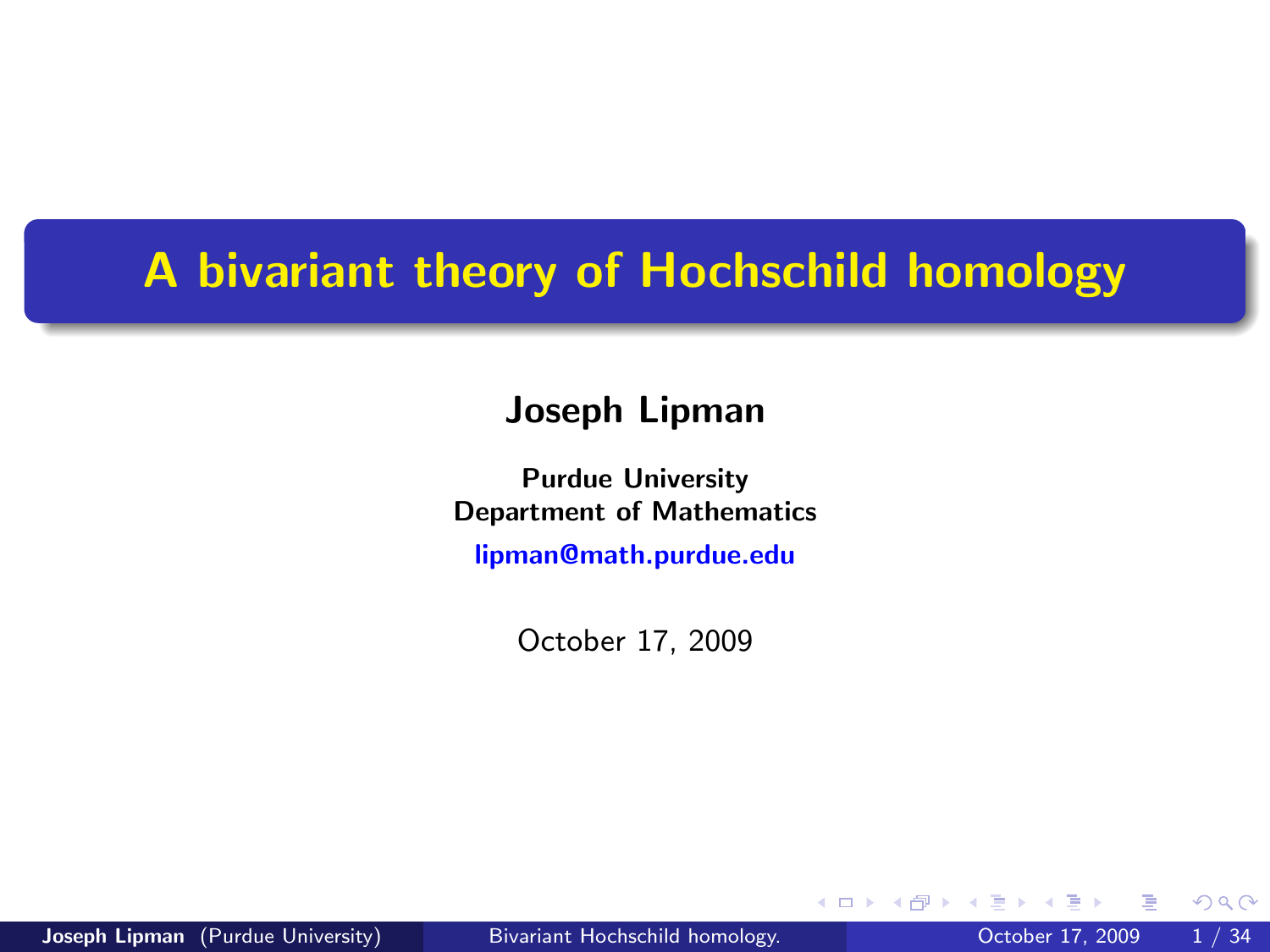# A bivariant theory of Hochschild homology

**Joseph Lipman**

**Purdue University**
**Department of Mathematics**

lipman@math.purdue.edu

October 17, 2009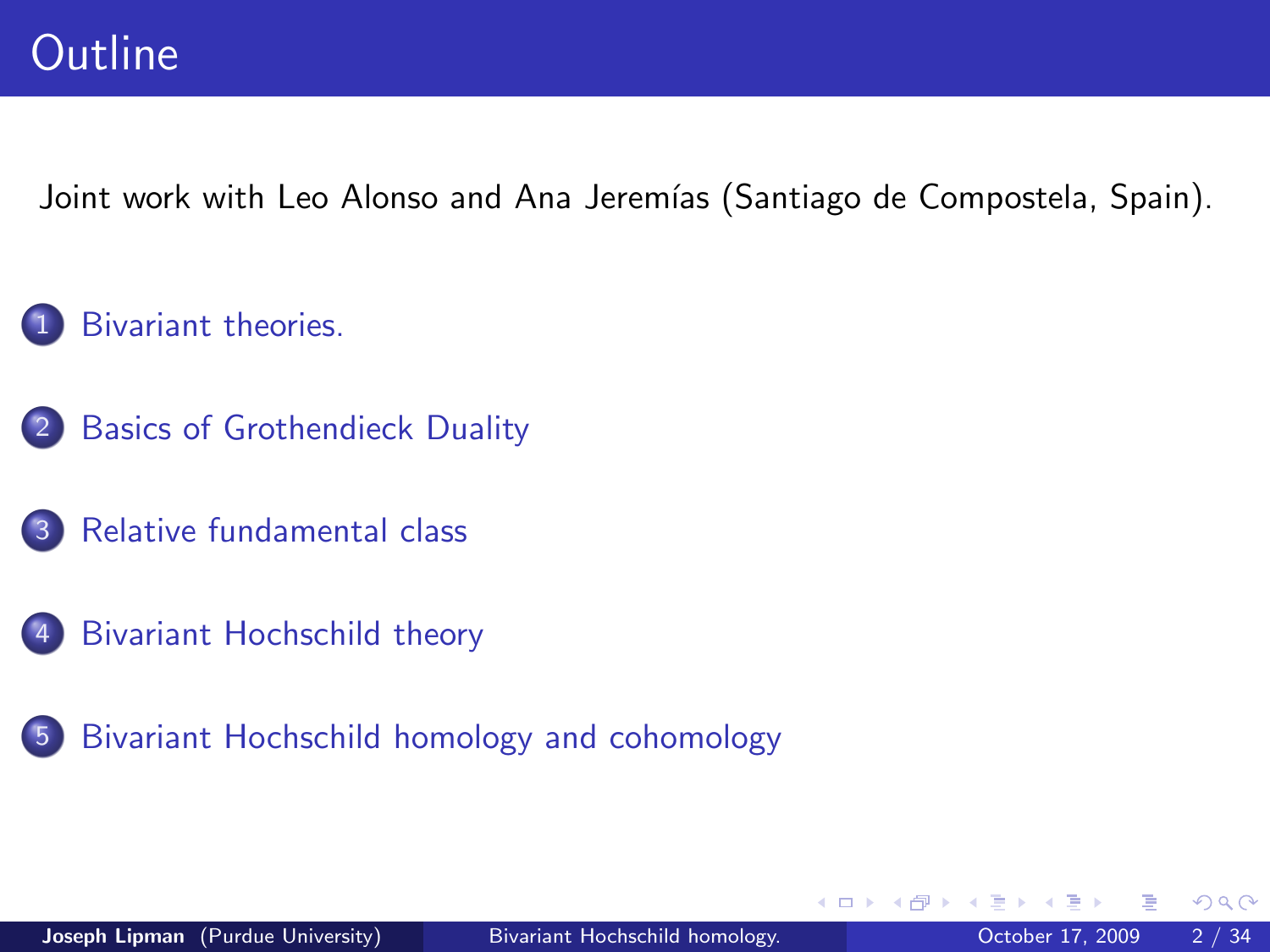# Outline

Joint work with Leo Alonso and Ana Jeremías (Santiago de Compostela, Spain).

1. Bivariant theories.
2. Basics of Grothendieck Duality
3. Relative fundamental class
4. Bivariant Hochschild theory
5. Bivariant Hochschild homology and cohomology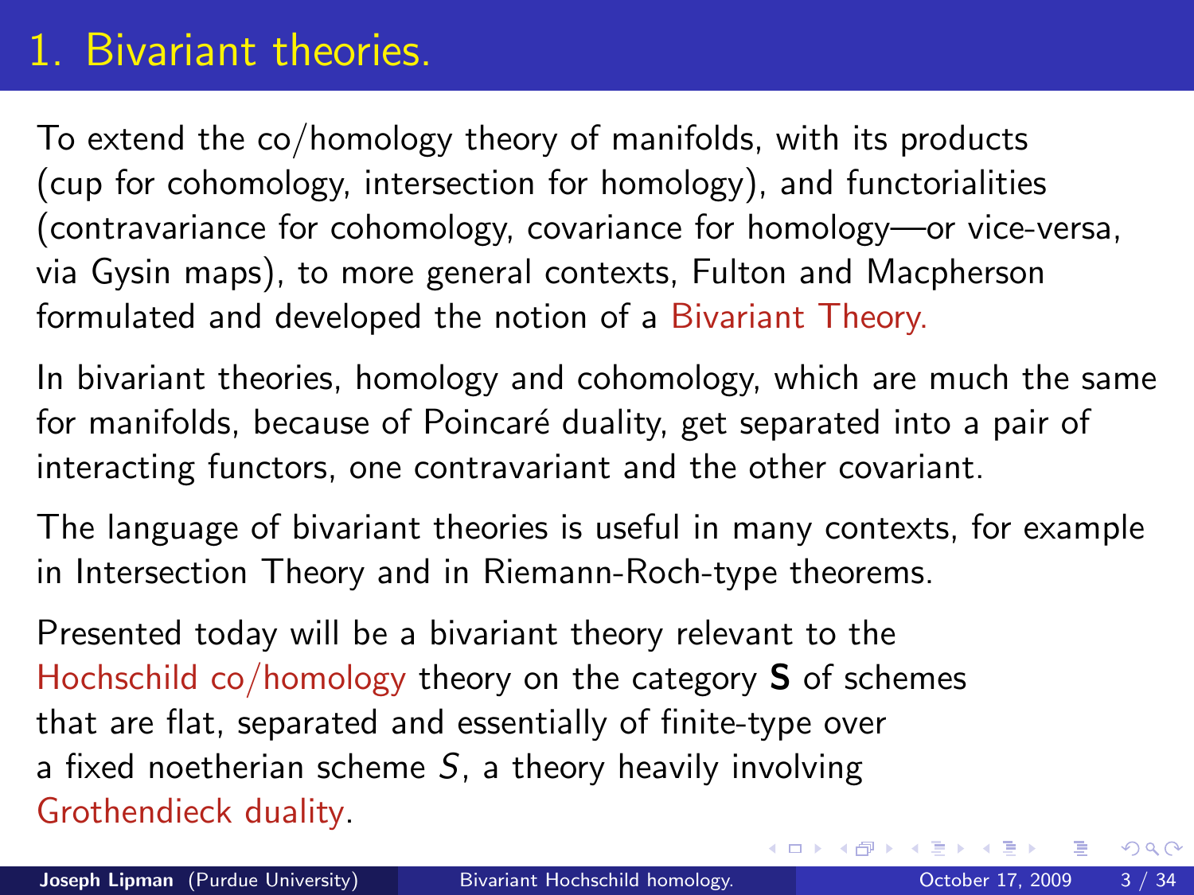# 1. Bivariant theories.

To extend the co/homology theory of manifolds, with its products (cup for cohomology, intersection for homology), and functorialities (contravariance for cohomology, covariance for homology—or vice-versa, via Gysin maps), to more general contexts, Fulton and Macpherson formulated and developed the notion of a Bivariant Theory.

In bivariant theories, homology and cohomology, which are much the same for manifolds, because of Poincaré duality, get separated into a pair of interacting functors, one contravariant and the other covariant.

The language of bivariant theories is useful in many contexts, for example in Intersection Theory and in Riemann-Roch-type theorems.

Presented today will be a bivariant theory relevant to the Hochschild co/homology theory on the category **S** of schemes that are flat, separated and essentially of finite-type over a fixed noetherian scheme $S$, a theory heavily involving Grothendieck duality.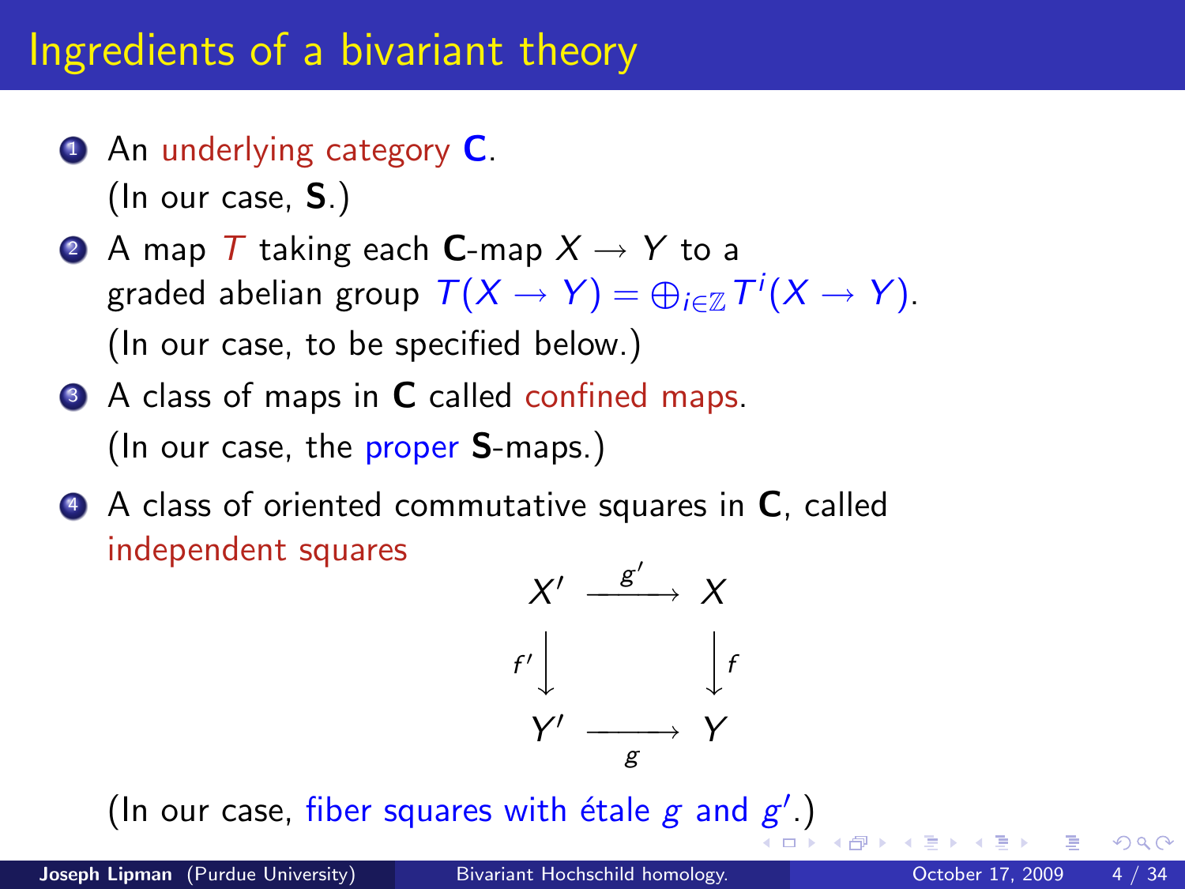# Ingredients of a bivariant theory

1. An underlying category **C**.
   (In our case, **S**.)
2. A map $T$ taking each **C**-map $X \to Y$ to a graded abelian group $T(X \to Y) = \oplus_{i \in \mathbb{Z}} T^i(X \to Y)$.
   (In our case, to be specified below.)
3. A class of maps in **C** called confined maps.
   (In our case, the proper **S**-maps.)
4. A class of oriented commutative squares in **C**, called independent squares

$$\begin{array}{ccc} X' & \xrightarrow{g'} & X \\ {\scriptstyle f'}\downarrow & & \downarrow{\scriptstyle f} \\ Y' & \xrightarrow[g]{} & Y \end{array}$$

(In our case, fiber squares with étale $g$ and $g'$.)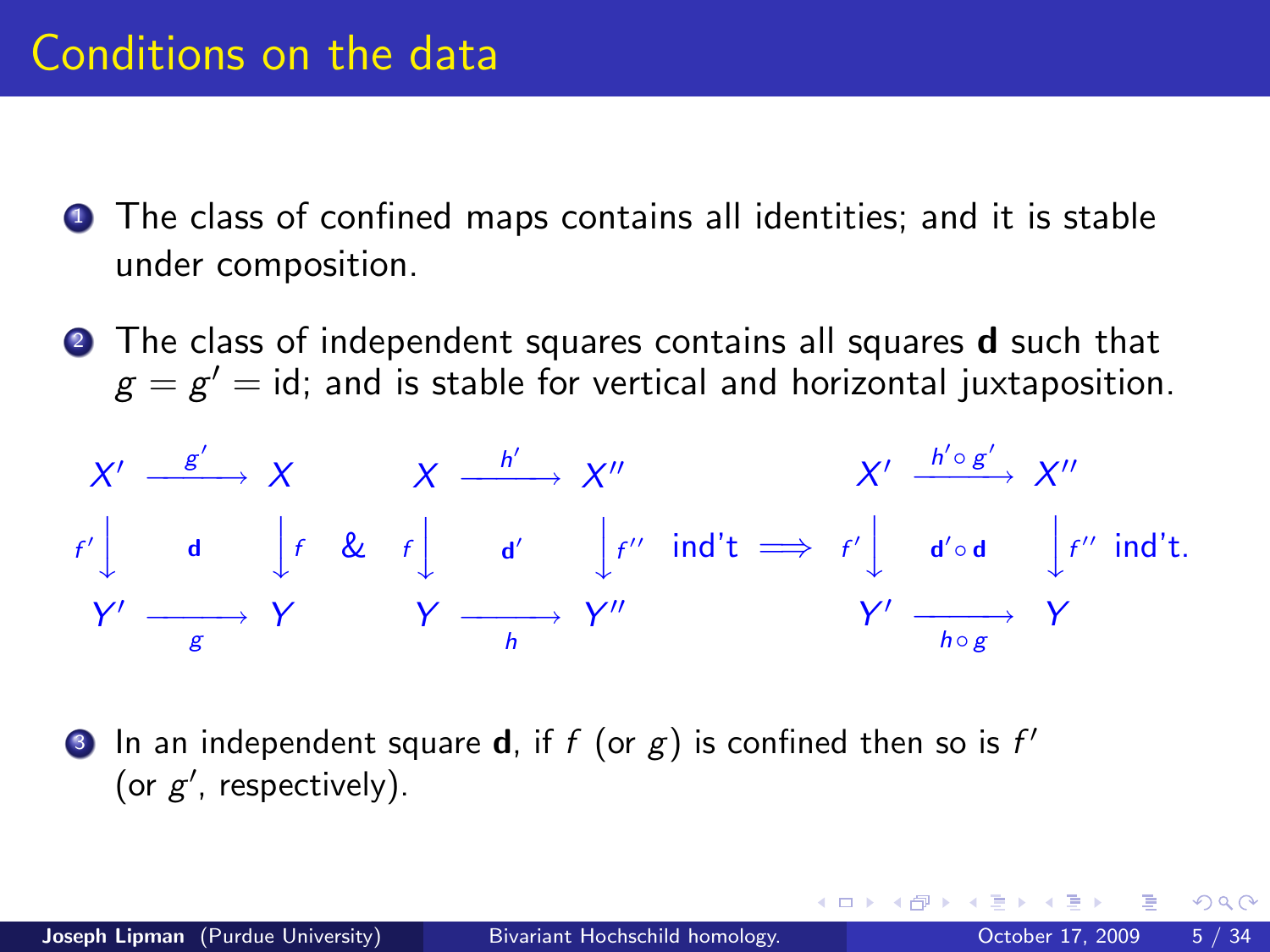# Conditions on the data

1. The class of confined maps contains all identities; and it is stable under composition.

2. The class of independent squares contains all squares **d** such that $g = g' = \text{id}$; and is stable for vertical and horizontal juxtaposition.

$$
\begin{array}{ccc}
X' & \xrightarrow{g'} & X \\
{\scriptstyle f'}\big\downarrow & \mathbf{d} & \big\downarrow{\scriptstyle f} \\
Y' & \xrightarrow[g]{} & Y
\end{array}
\quad \& \quad
\begin{array}{ccc}
X & \xrightarrow{h'} & X'' \\
{\scriptstyle f}\big\downarrow & \mathbf{d}' & \big\downarrow{\scriptstyle f''} \\
Y & \xrightarrow[h]{} & Y''
\end{array}
\ \text{ind't} \implies
\begin{array}{ccc}
X' & \xrightarrow{h'\circ g'} & X'' \\
{\scriptstyle f'}\big\downarrow & \mathbf{d}'\circ\mathbf{d} & \big\downarrow{\scriptstyle f''} \\
Y' & \xrightarrow[h\circ g]{} & Y
\end{array}
\ \text{ind't.}
$$

3. In an independent square **d**, if $f$ (or $g$) is confined then so is $f'$ (or $g'$, respectively).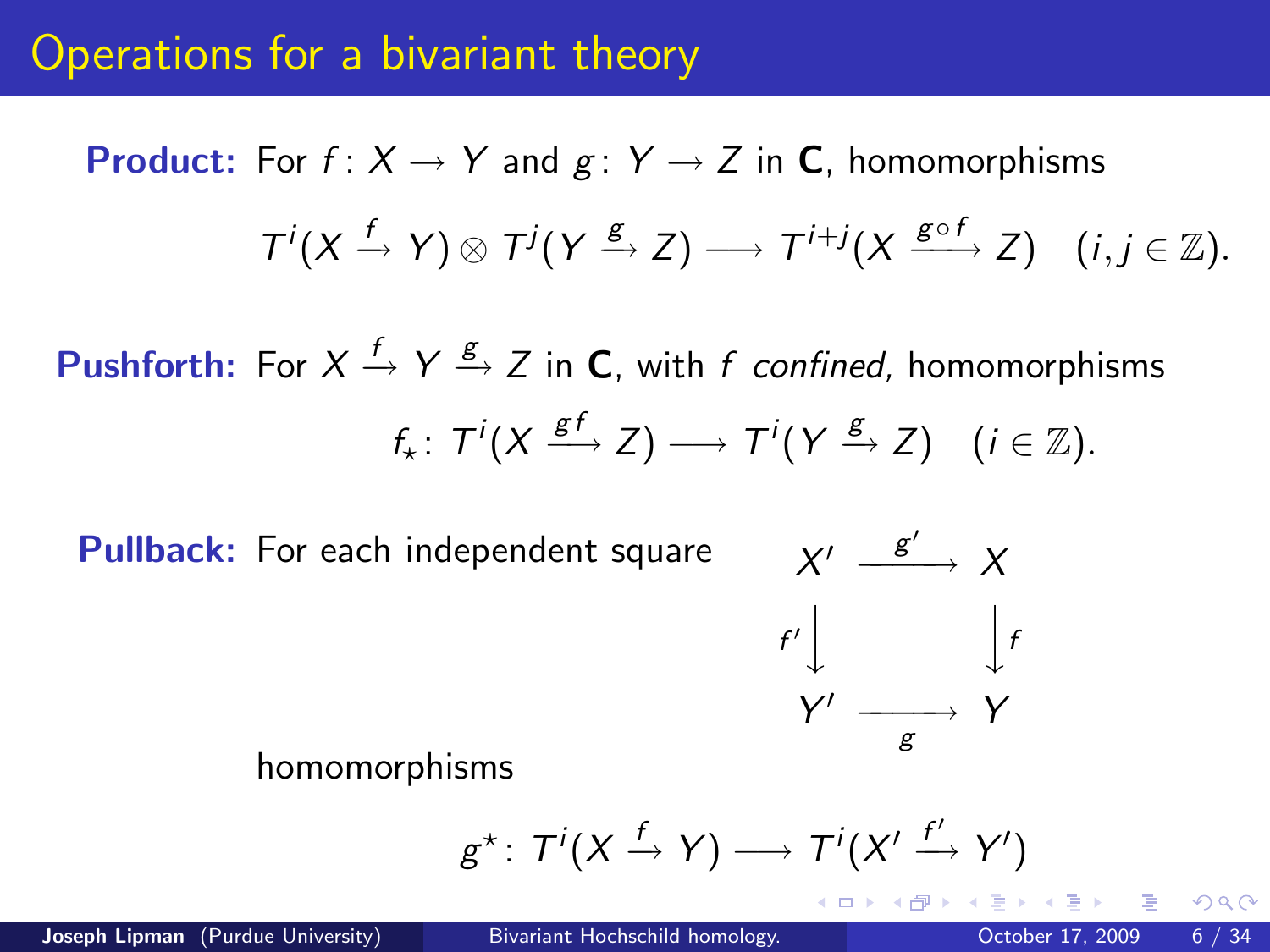# Operations for a bivariant theory

**Product:** For $f\colon X \to Y$ and $g\colon Y \to Z$ in $\mathbf{C}$, homomorphisms

$$T^i(X \xrightarrow{f} Y) \otimes T^j(Y \xrightarrow{g} Z) \longrightarrow T^{i+j}(X \xrightarrow{g\circ f} Z) \quad (i,j \in \mathbb{Z}).$$

**Pushforth:** For $X \xrightarrow{f} Y \xrightarrow{g} Z$ in $\mathbf{C}$, with $f$ *confined,* homomorphisms

$$f_\star\colon T^i(X \xrightarrow{gf} Z) \longrightarrow T^i(Y \xrightarrow{g} Z) \quad (i \in \mathbb{Z}).$$

**Pullback:** For each independent square

$$\begin{array}{ccc} X' & \xrightarrow{g'} & X \\ {\scriptstyle f'}\big\downarrow & & \big\downarrow{\scriptstyle f} \\ Y' & \xrightarrow[g]{} & Y \end{array}$$

homomorphisms

$$g^\star\colon T^i(X \xrightarrow{f} Y) \longrightarrow T^i(X' \xrightarrow{f'} Y')$$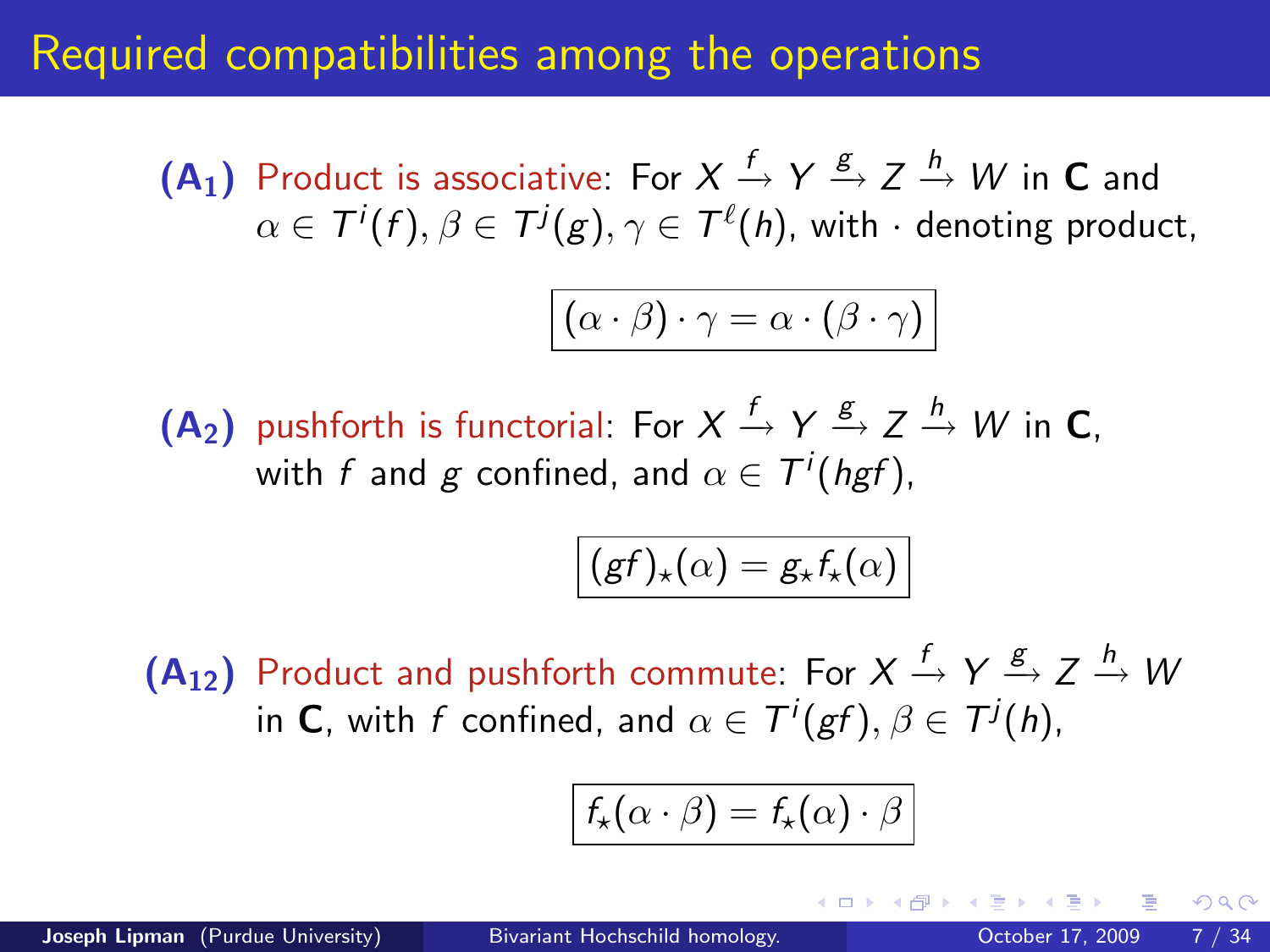# Required compatibilities among the operations

**(A$_1$)** Product is associative: For $X \xrightarrow{f} Y \xrightarrow{g} Z \xrightarrow{h} W$ in **C** and $\alpha \in T^i(f), \beta \in T^j(g), \gamma \in T^\ell(h)$, with $\cdot$ denoting product,

$$\boxed{(\alpha \cdot \beta) \cdot \gamma = \alpha \cdot (\beta \cdot \gamma)}$$

**(A$_2$)** pushforth is functorial: For $X \xrightarrow{f} Y \xrightarrow{g} Z \xrightarrow{h} W$ in **C**, with $f$ and $g$ confined, and $\alpha \in T^i(hgf)$,

$$\boxed{(gf)_\star(\alpha) = g_\star f_\star(\alpha)}$$

**(A$_{12}$)** Product and pushforth commute: For $X \xrightarrow{f} Y \xrightarrow{g} Z \xrightarrow{h} W$ in **C**, with $f$ confined, and $\alpha \in T^i(gf), \beta \in T^j(h)$,

$$\boxed{f_\star(\alpha \cdot \beta) = f_\star(\alpha) \cdot \beta}$$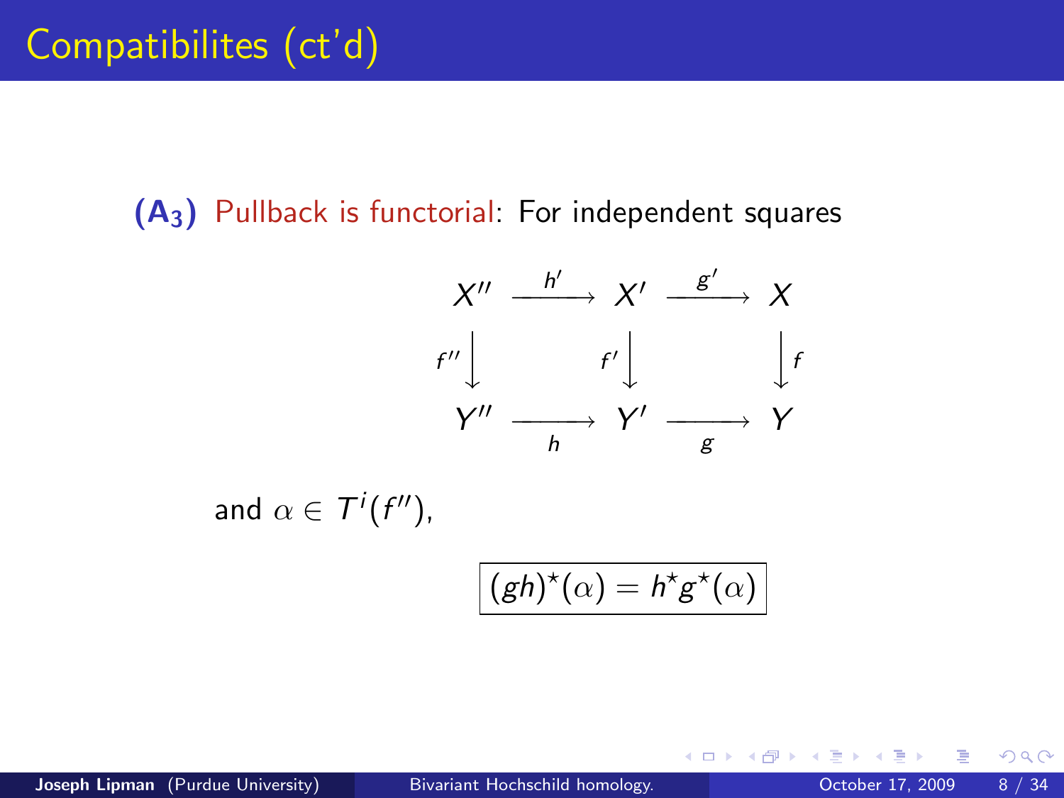# Compatibilites (ct'd)

**(A$_3$)** Pullback is functorial: For independent squares

$$
\begin{array}{ccccc}
X'' & \xrightarrow{h'} & X' & \xrightarrow{g'} & X \\
{\scriptstyle f''}\big\downarrow & & {\scriptstyle f'}\big\downarrow & & \big\downarrow{\scriptstyle f} \\
Y'' & \xrightarrow[h]{} & Y' & \xrightarrow[g]{} & Y
\end{array}
$$

and $\alpha \in T^i(f'')$,

$$
\boxed{(gh)^\star(\alpha) = h^\star g^\star(\alpha)}
$$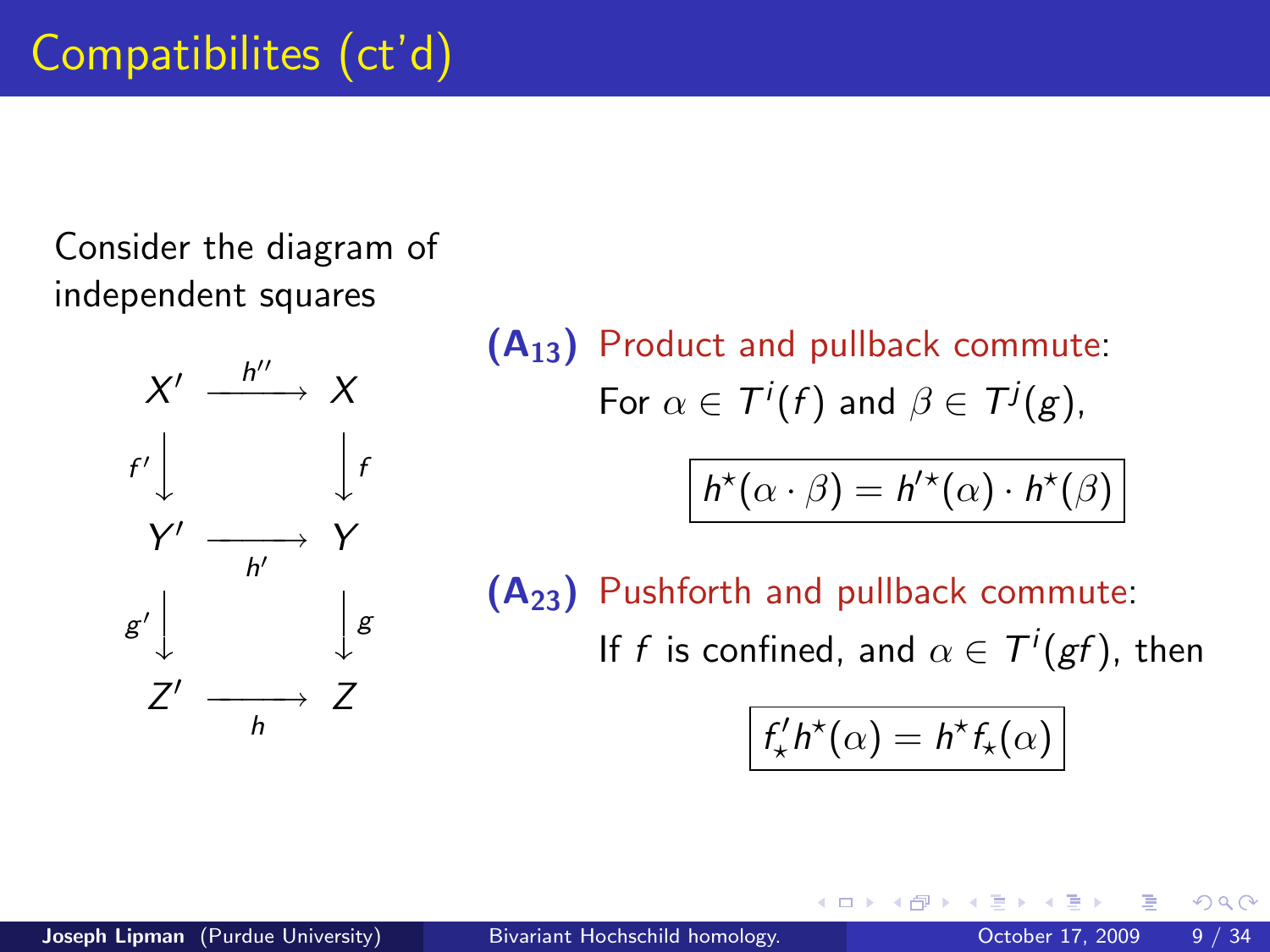# Compatibilites (ct'd)

Consider the diagram of independent squares

$$
\begin{array}{ccc}
X' & \xrightarrow{h''} & X \\
{\scriptstyle f'}\downarrow & & \downarrow{\scriptstyle f} \\
Y' & \xrightarrow[h']{} & Y \\
{\scriptstyle g'}\downarrow & & \downarrow{\scriptstyle g} \\
Z' & \xrightarrow[h]{} & Z
\end{array}
$$

**(A$_{13}$)** Product and pullback commute:

For $\alpha \in T^i(f)$ and $\beta \in T^j(g)$,

$$\boxed{h^\star(\alpha \cdot \beta) = h'^\star(\alpha) \cdot h^\star(\beta)}$$

**(A$_{23}$)** Pushforth and pullback commute:

If $f$ is confined, and $\alpha \in T^i(gf)$, then

$$\boxed{f'_\star h^\star(\alpha) = h^\star f_\star(\alpha)}$$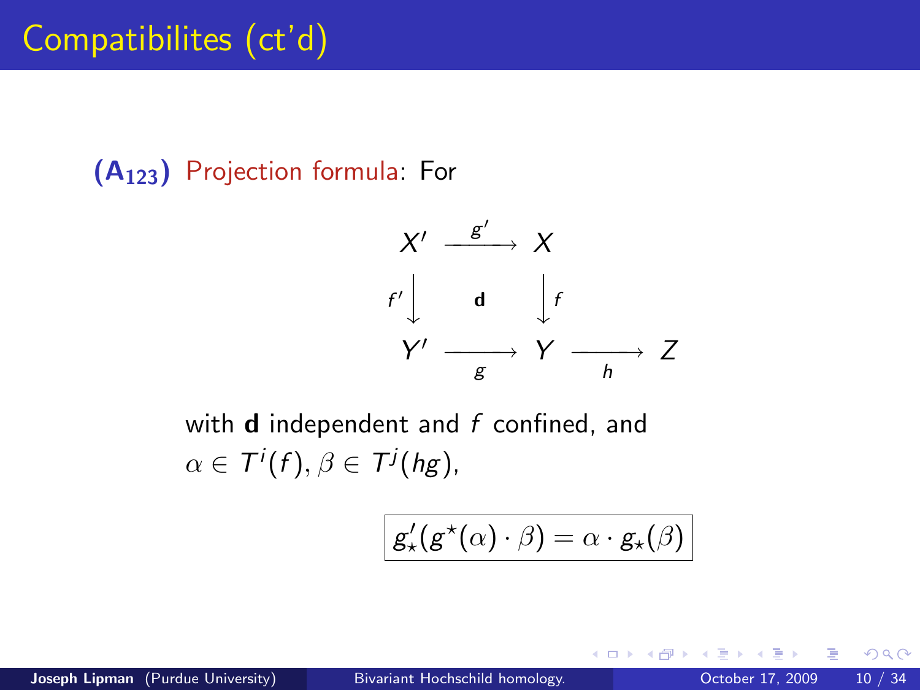# Compatibilites (ct'd)

**($\mathbf{A_{123}}$)** Projection formula: For

$$\begin{array}{ccccc} X' & \xrightarrow{g'} & X & & \\ {\scriptstyle f'}\downarrow & \mathbf{d} & \downarrow{\scriptstyle f} & & \\ Y' & \xrightarrow[g]{} & Y & \xrightarrow[h]{} & Z \end{array}$$

with **d** independent and $f$ confined, and $\alpha \in T^i(f), \beta \in T^j(hg)$,

$$\boxed{g'_\star(g^\star(\alpha)\cdot\beta) = \alpha \cdot g_\star(\beta)}$$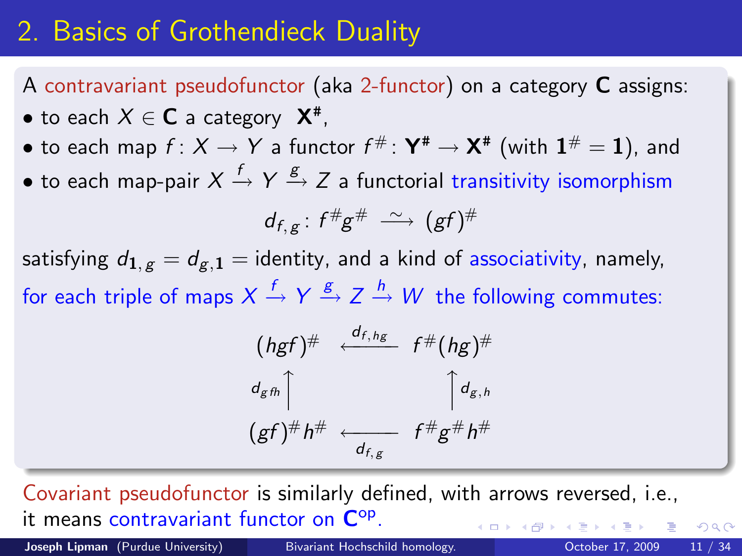# 2. Basics of Grothendieck Duality

A contravariant pseudofunctor (aka 2-functor) on a category $\mathbf{C}$ assigns:

- to each $X \in \mathbf{C}$ a category $\mathbf{X}^{\#}$,
- to each map $f\colon X \to Y$ a functor $f^{\#}\colon \mathbf{Y}^{\#} \to \mathbf{X}^{\#}$ (with $\mathbf{1}^{\#} = \mathbf{1}$), and
- to each map-pair $X \xrightarrow{f} Y \xrightarrow{g} Z$ a functorial transitivity isomorphism

$$d_{f,g}\colon f^{\#}g^{\#} \xrightarrow{\sim} (gf)^{\#}$$

satisfying $d_{\mathbf{1},g} = d_{g,\mathbf{1}} =$ identity, and a kind of associativity, namely, for each triple of maps $X \xrightarrow{f} Y \xrightarrow{g} Z \xrightarrow{h} W$ the following commutes:

$$\begin{array}{ccc}
(hgf)^{\#} & \xleftarrow{\;d_{f,hg}\;} & f^{\#}(hg)^{\#} \\
{\scriptstyle d_{gf,h}}\big\uparrow & & \big\uparrow{\scriptstyle d_{g,h}} \\
(gf)^{\#}h^{\#} & \xleftarrow[\;d_{f,g}\;]{} & f^{\#}g^{\#}h^{\#}
\end{array}$$

Covariant pseudofunctor is similarly defined, with arrows reversed, i.e., it means contravariant functor on $\mathbf{C}^{\mathrm{op}}$.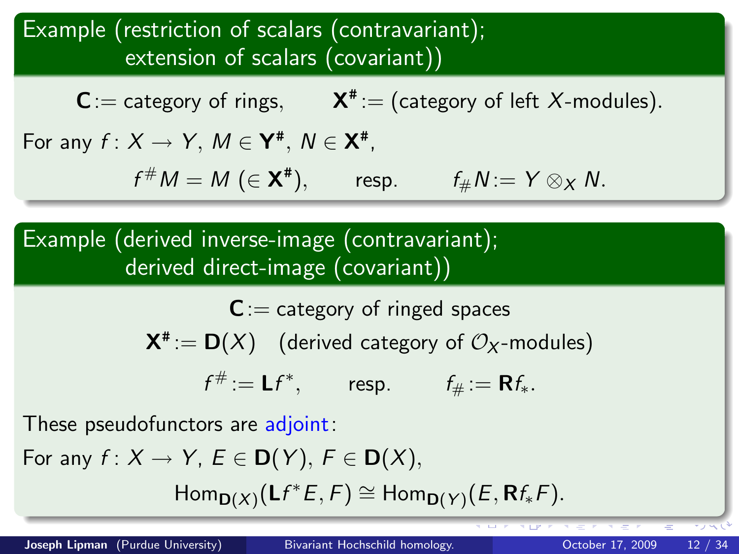### Example (restriction of scalars (contravariant); extension of scalars (covariant))

$$\mathbf{C} := \text{category of rings}, \qquad \mathbf{X}^{\#} := (\text{category of left } X\text{-modules}).$$

For any $f\colon X \to Y$, $M \in \mathbf{Y}^{\#}$, $N \in \mathbf{X}^{\#}$,

$$f^{\#}M = M \ (\in \mathbf{X}^{\#}), \qquad \text{resp.} \qquad f_{\#}N := Y \otimes_X N.$$

### Example (derived inverse-image (contravariant); derived direct-image (covariant))

$$\mathbf{C} := \text{category of ringed spaces}$$

$$\mathbf{X}^{\#} := \mathbf{D}(X) \quad (\text{derived category of } \mathcal{O}_X\text{-modules})$$

$$f^{\#} := \mathbf{L}f^{*}, \qquad \text{resp.} \qquad f_{\#} := \mathbf{R}f_{*}.$$

These pseudofunctors are adjoint:

For any $f\colon X \to Y$, $E \in \mathbf{D}(Y)$, $F \in \mathbf{D}(X)$,

$$\mathrm{Hom}_{\mathbf{D}(X)}(\mathbf{L}f^{*}E, F) \cong \mathrm{Hom}_{\mathbf{D}(Y)}(E, \mathbf{R}f_{*}F).$$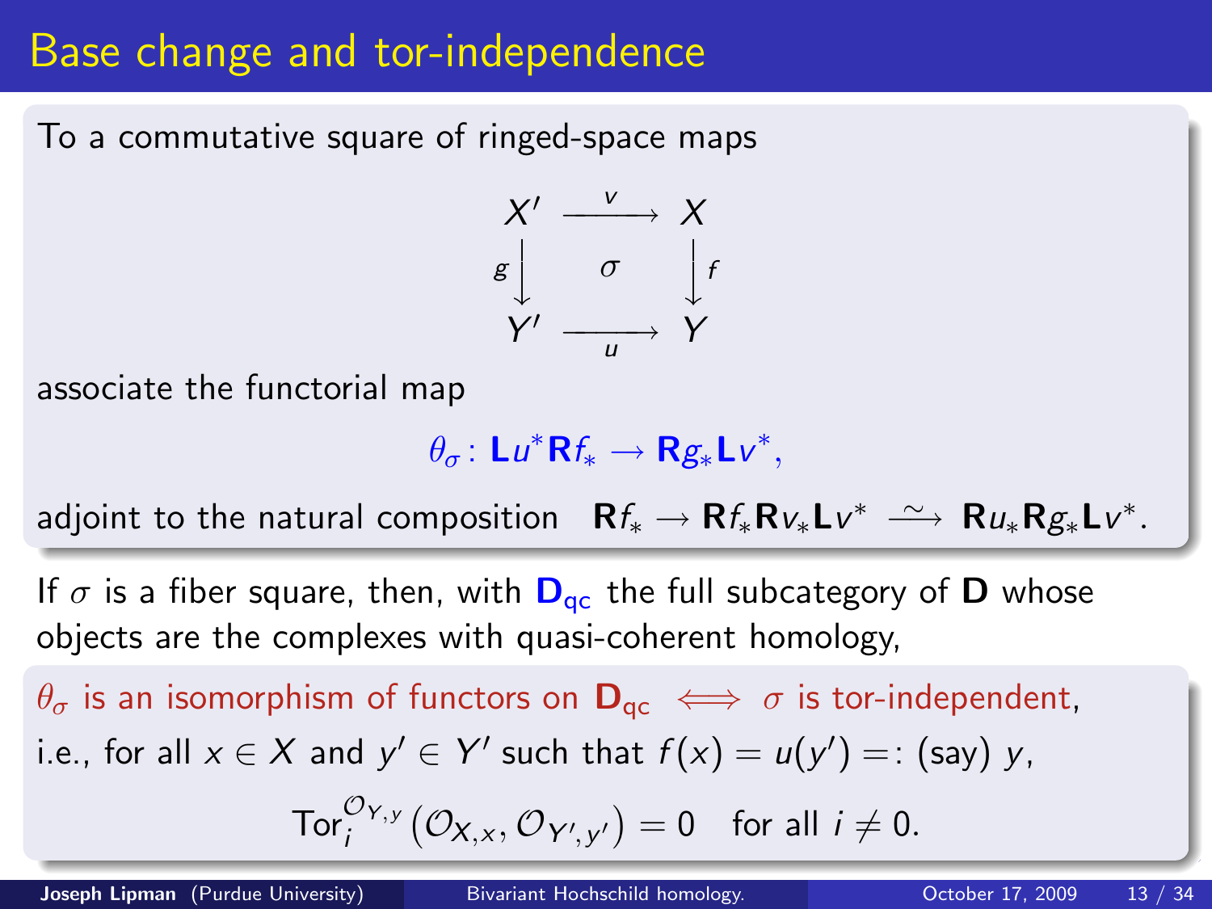# Base change and tor-independence

To a commutative square of ringed-space maps

$$
\begin{array}{ccc}
X' & \xrightarrow{\ v\ } & X \\
{\scriptstyle g}\big\downarrow & \sigma & \big\downarrow{\scriptstyle f} \\
Y' & \xrightarrow[\ u\ ]{} & Y
\end{array}
$$

associate the functorial map

$$\theta_\sigma \colon \mathbf{L}u^*\mathbf{R}f_* \to \mathbf{R}g_*\mathbf{L}v^*,$$

adjoint to the natural composition $\mathbf{R}f_* \to \mathbf{R}f_*\mathbf{R}v_*\mathbf{L}v^* \xrightarrow{\ \sim\ } \mathbf{R}u_*\mathbf{R}g_*\mathbf{L}v^*$.

If $\sigma$ is a fiber square, then, with $\mathbf{D}_{\mathrm{qc}}$ the full subcategory of $\mathbf{D}$ whose objects are the complexes with quasi-coherent homology,

$\theta_\sigma$ is an isomorphism of functors on $\mathbf{D}_{\mathrm{qc}} \iff \sigma$ is tor-independent,

i.e., for all $x \in X$ and $y' \in Y'$ such that $f(x) = u(y') =:$ (say) $y$,

$$\mathrm{Tor}_i^{\mathcal{O}_{Y,y}}(\mathcal{O}_{X,x}, \mathcal{O}_{Y',y'}) = 0 \quad \text{for all } i \neq 0.$$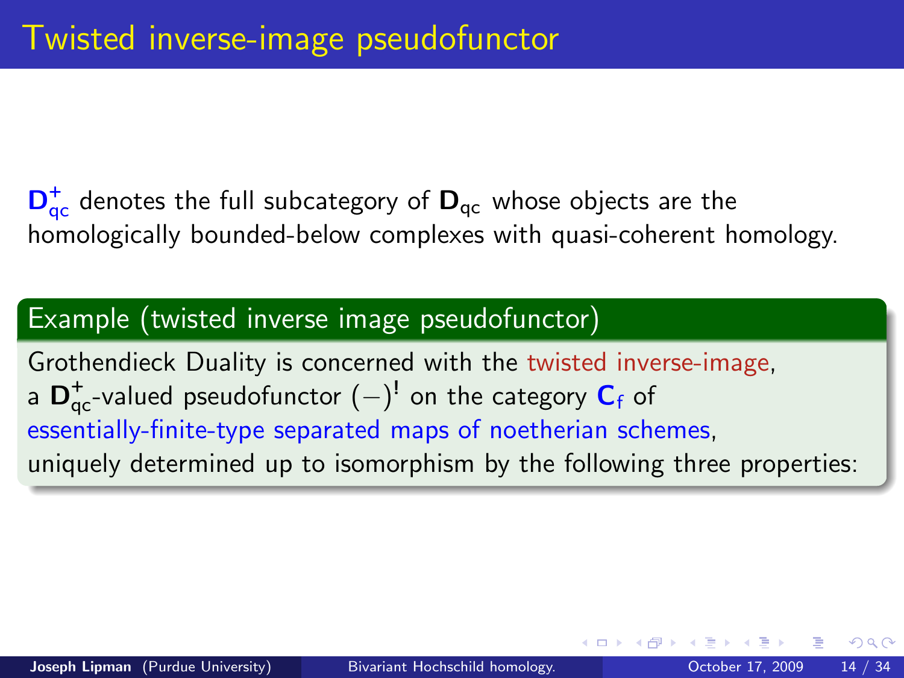# Twisted inverse-image pseudofunctor

$\mathbf{D}_{\mathrm{qc}}^{+}$ denotes the full subcategory of $\mathbf{D}_{\mathrm{qc}}$ whose objects are the homologically bounded-below complexes with quasi-coherent homology.

**Example (twisted inverse image pseudofunctor)**

Grothendieck Duality is concerned with the twisted inverse-image, a $\mathbf{D}_{\mathrm{qc}}^{+}$-valued pseudofunctor $(-)^{!}$ on the category $\mathbf{C}_{\mathrm{f}}$ of essentially-finite-type separated maps of noetherian schemes, uniquely determined up to isomorphism by the following three properties: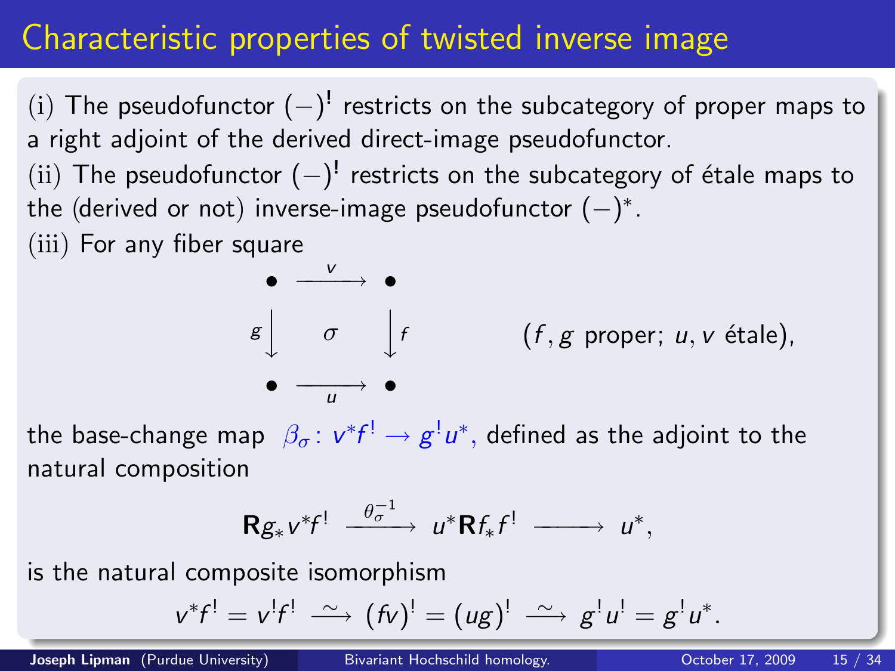# Characteristic properties of twisted inverse image

(i) The pseudofunctor $(-)^!$ restricts on the subcategory of proper maps to a right adjoint of the derived direct-image pseudofunctor.

(ii) The pseudofunctor $(-)^!$ restricts on the subcategory of étale maps to the (derived or not) inverse-image pseudofunctor $(-)^*$.

(iii) For any fiber square

$$\begin{array}{ccc} \bullet & \xrightarrow{\;v\;} & \bullet \\ {\scriptstyle g}\big\downarrow & \sigma & \big\downarrow{\scriptstyle f} \\ \bullet & \xrightarrow[\;u\;]{} & \bullet \end{array} \qquad\qquad (f, g \text{ proper; } u, v \text{ étale}),$$

the base-change map $\beta_\sigma \colon v^*f^! \to g^!u^*$, defined as the adjoint to the natural composition

$$\mathbf{R}g_*v^*f^! \xrightarrow{\theta_\sigma^{-1}} u^*\mathbf{R}f_*f^! \longrightarrow u^*,$$

is the natural composite isomorphism

$$v^*f^! = v^!f^! \xrightarrow{\sim} (fv)^! = (ug)^! \xrightarrow{\sim} g^!u^! = g^!u^*.$$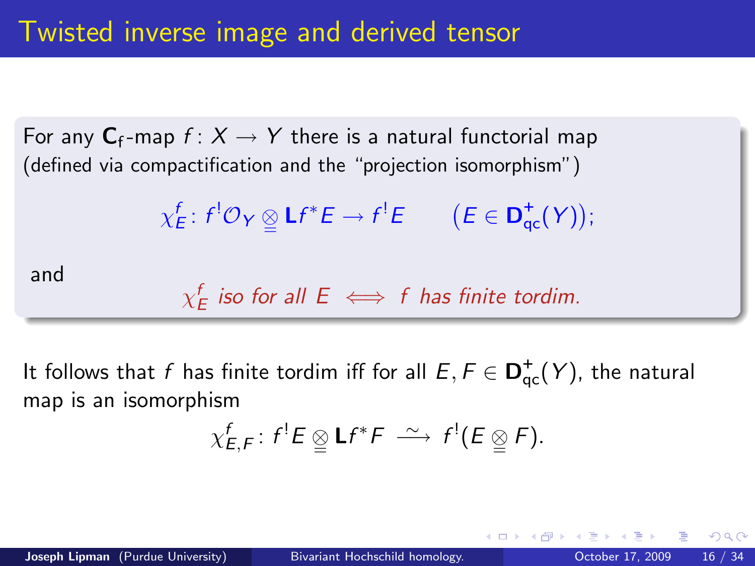# Twisted inverse image and derived tensor

For any $\mathbf{C}_\mathsf{f}$-map $f\colon X \to Y$ there is a natural functorial map (defined via compactification and the "projection isomorphism")

$$\chi^f_E\colon f^!\mathcal{O}_Y \underset{=}{\otimes} \mathbf{L}f^*E \to f^!E \qquad \big(E \in \mathbf{D}^+_{\mathrm{qc}}(Y)\big);$$

and

$$\chi^f_E \text{ iso for all } E \iff f \text{ has finite tordim.}$$

It follows that $f$ has finite tordim iff for all $E, F \in \mathbf{D}^+_{\mathrm{qc}}(Y)$, the natural map is an isomorphism

$$\chi^f_{E,F}\colon f^!E \underset{=}{\otimes} \mathbf{L}f^*F \xrightarrow{\ \sim\ } f^!(E \underset{=}{\otimes} F).$$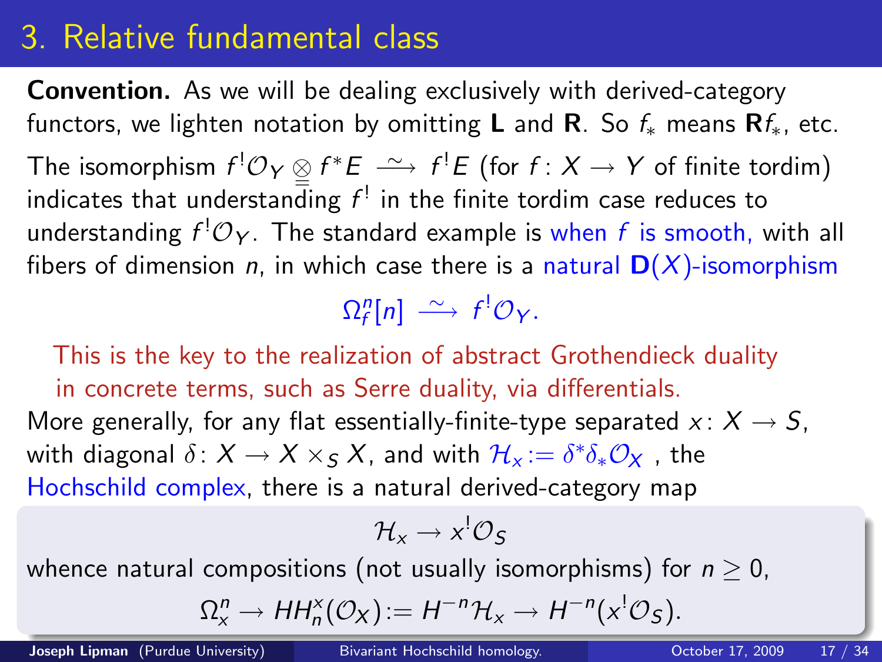# 3. Relative fundamental class

**Convention.** As we will be dealing exclusively with derived-category functors, we lighten notation by omitting **L** and **R**. So $f_*$ means $\mathbf{R}f_*$, etc.

The isomorphism $f^!\mathcal{O}_Y \underset{=}{\otimes} f^*E \xrightarrow{\sim} f^!E$ (for $f\colon X \to Y$ of finite tordim) indicates that understanding $f^!$ in the finite tordim case reduces to understanding $f^!\mathcal{O}_Y$. The standard example is when $f$ is smooth, with all fibers of dimension $n$, in which case there is a natural $\mathbf{D}(X)$-isomorphism

$$\Omega^n_f[n] \xrightarrow{\sim} f^!\mathcal{O}_Y.$$

This is the key to the realization of abstract Grothendieck duality in concrete terms, such as Serre duality, via differentials.

More generally, for any flat essentially-finite-type separated $x\colon X \to S$, with diagonal $\delta\colon X \to X \times_S X$, and with $\mathcal{H}_x := \delta^*\delta_*\mathcal{O}_X$, the Hochschild complex, there is a natural derived-category map

$$\mathcal{H}_x \to x^!\mathcal{O}_S$$

whence natural compositions (not usually isomorphisms) for $n \geq 0$,

$$\Omega^n_x \to HH^x_n(\mathcal{O}_X) := H^{-n}\mathcal{H}_x \to H^{-n}(x^!\mathcal{O}_S).$$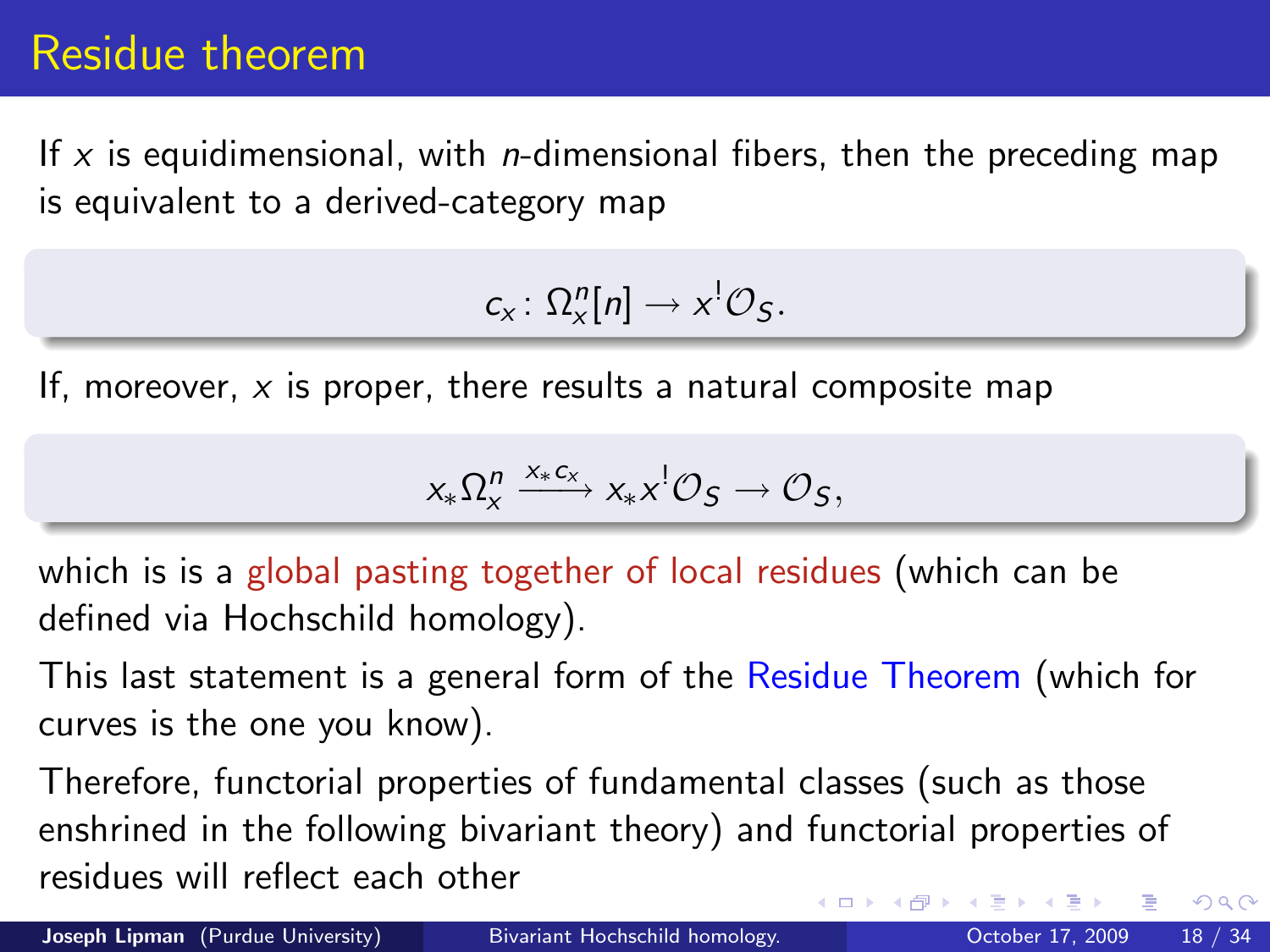# Residue theorem

If $x$ is equidimensional, with $n$-dimensional fibers, then the preceding map is equivalent to a derived-category map

$$c_x \colon \Omega_x^n[n] \to x^!\mathcal{O}_S.$$

If, moreover, $x$ is proper, there results a natural composite map

$$x_*\Omega_x^n \xrightarrow{x_* c_x} x_*x^!\mathcal{O}_S \to \mathcal{O}_S,$$

which is is a global pasting together of local residues (which can be defined via Hochschild homology).

This last statement is a general form of the Residue Theorem (which for curves is the one you know).

Therefore, functorial properties of fundamental classes (such as those enshrined in the following bivariant theory) and functorial properties of residues will reflect each other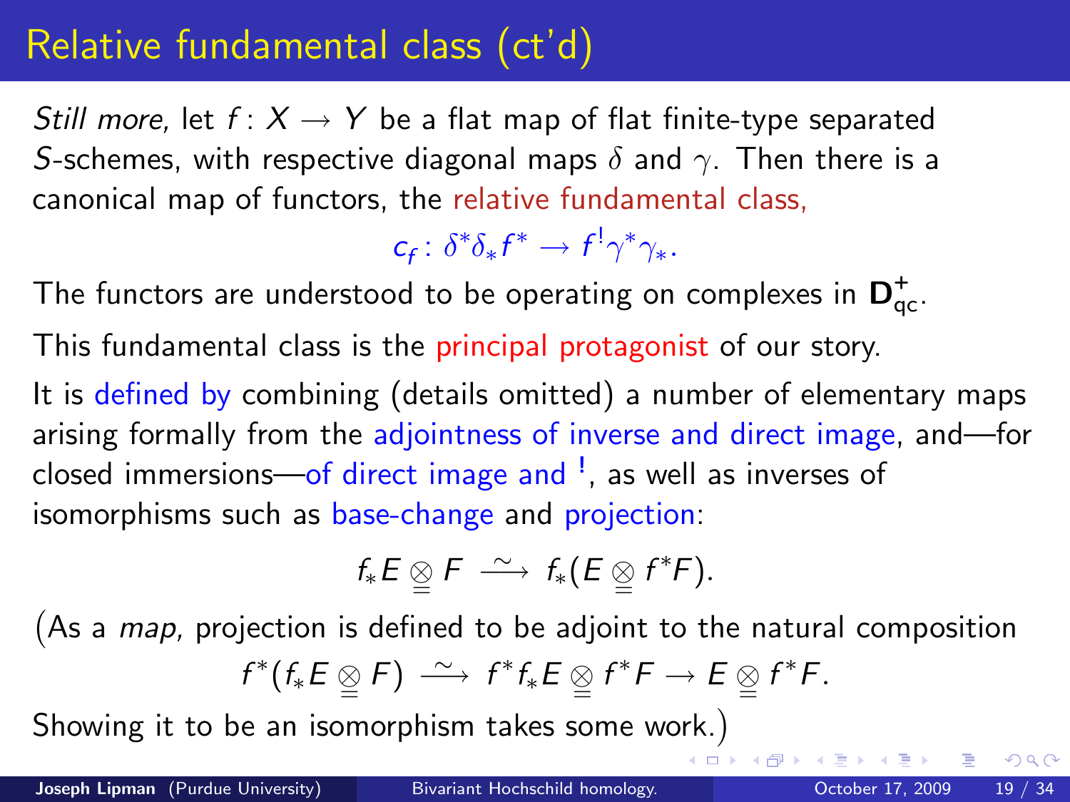# Relative fundamental class (ct'd)

*Still more,* let $f\colon X \to Y$ be a flat map of flat finite-type separated $S$-schemes, with respective diagonal maps $\delta$ and $\gamma$. Then there is a canonical map of functors, the relative fundamental class,

$$c_f\colon \delta^*\delta_* f^* \to f^!\gamma^*\gamma_*.$$

The functors are understood to be operating on complexes in $\mathbf{D}^+_{\mathrm{qc}}$.

This fundamental class is the principal protagonist of our story.

It is defined by combining (details omitted) a number of elementary maps arising formally from the adjointness of inverse and direct image, and—for closed immersions—of direct image and $^!$, as well as inverses of isomorphisms such as base-change and projection:

$$f_*E \underline{\underline{\otimes}} F \xrightarrow{\ \sim\ } f_*(E \underline{\underline{\otimes}} f^*F).$$

(As a *map,* projection is defined to be adjoint to the natural composition

$$f^*(f_*E \underline{\underline{\otimes}} F) \xrightarrow{\ \sim\ } f^*f_*E \underline{\underline{\otimes}} f^*F \to E \underline{\underline{\otimes}} f^*F.$$

Showing it to be an isomorphism takes some work.)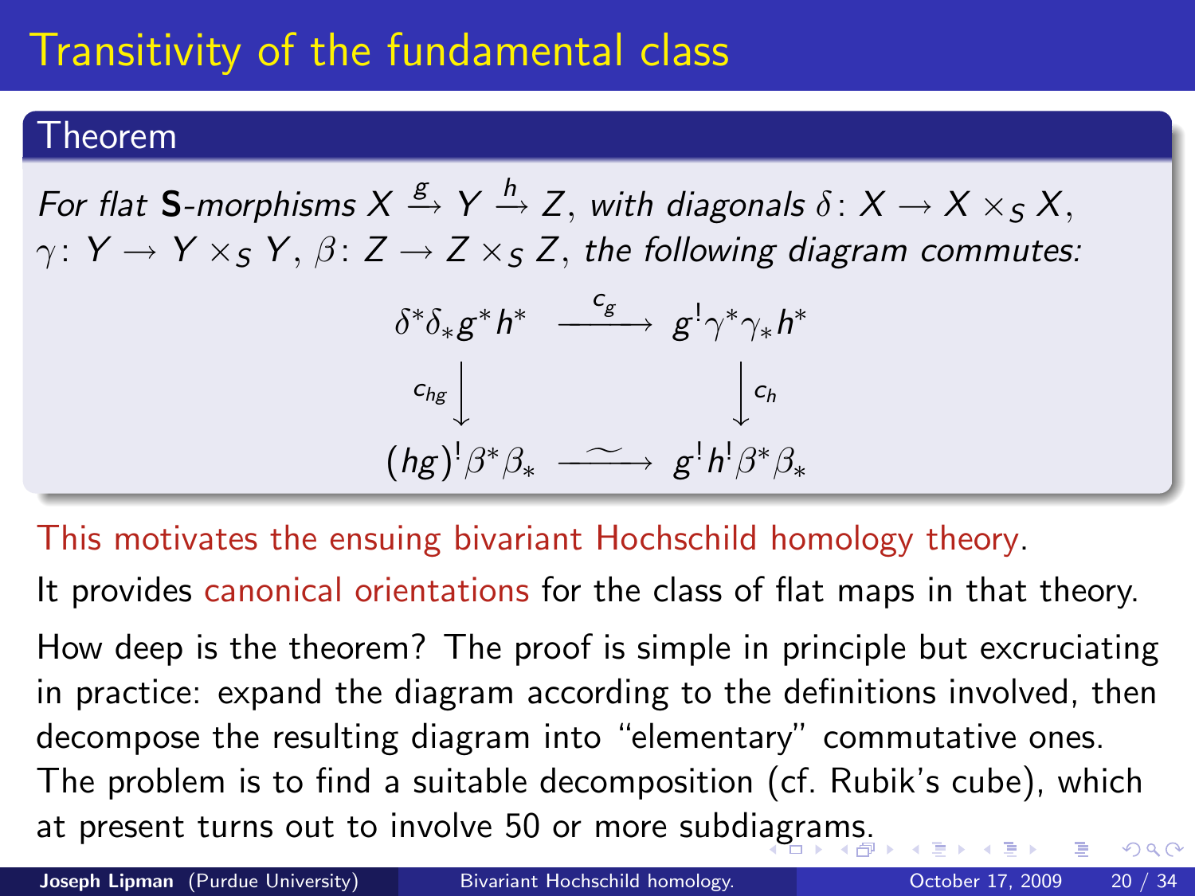# Transitivity of the fundamental class

**Theorem**

*For flat* **S***-morphisms* $X \xrightarrow{g} Y \xrightarrow{h} Z$*, with diagonals* $\delta\colon X \to X \times_S X$*,* $\gamma\colon Y \to Y \times_S Y$*,* $\beta\colon Z \to Z \times_S Z$*, the following diagram commutes:*

$$
\begin{array}{ccc}
\delta^*\delta_* g^* h^* & \xrightarrow{\;c_g\;} & g^!\gamma^*\gamma_* h^* \\
{\scriptstyle c_{hg}}\big\downarrow & & \big\downarrow{\scriptstyle c_h} \\
(hg)^!\beta^*\beta_* & \xrightarrow{\;\sim\;} & g^! h^! \beta^*\beta_*
\end{array}
$$

This motivates the ensuing bivariant Hochschild homology theory.

It provides canonical orientations for the class of flat maps in that theory.

How deep is the theorem? The proof is simple in principle but excruciating in practice: expand the diagram according to the definitions involved, then decompose the resulting diagram into "elementary" commutative ones. The problem is to find a suitable decomposition (cf. Rubik's cube), which at present turns out to involve 50 or more subdiagrams.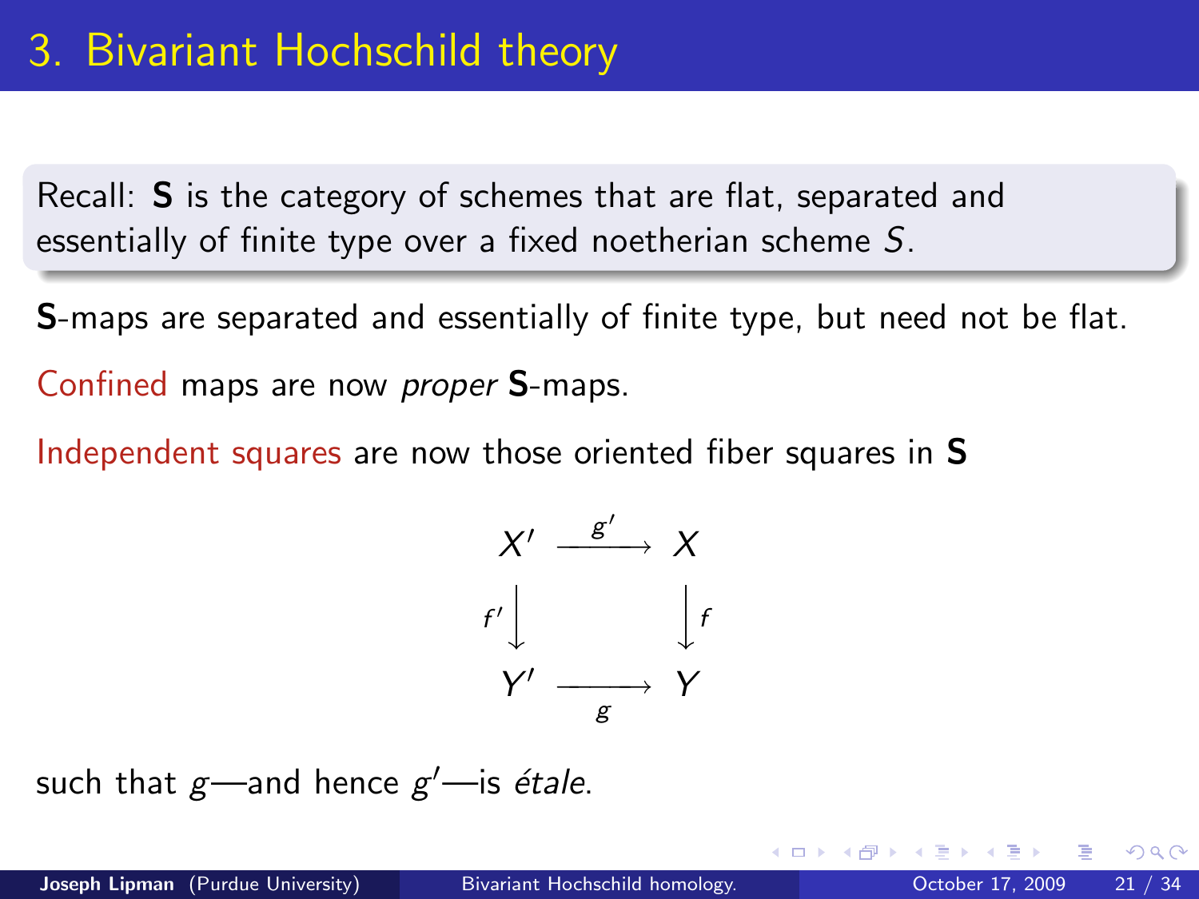# 3. Bivariant Hochschild theory

Recall: **S** is the category of schemes that are flat, separated and essentially of finite type over a fixed noetherian scheme $S$.

**S**-maps are separated and essentially of finite type, but need not be flat.

Confined maps are now *proper* **S**-maps.

Independent squares are now those oriented fiber squares in **S**

$$
\begin{array}{ccc}
X' & \xrightarrow{g'} & X \\
{\scriptstyle f'}\downarrow & & \downarrow{\scriptstyle f} \\
Y' & \xrightarrow[g]{} & Y
\end{array}
$$

such that $g$—and hence $g'$—is *étale*.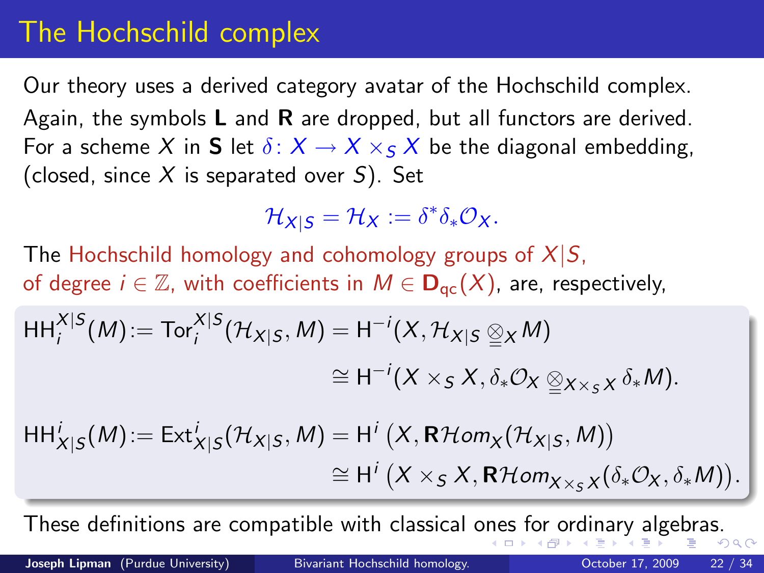# The Hochschild complex

Our theory uses a derived category avatar of the Hochschild complex. Again, the symbols **L** and **R** are dropped, but all functors are derived. For a scheme $X$ in **S** let $\delta\colon X \to X \times_S X$ be the diagonal embedding, (closed, since $X$ is separated over $S$). Set

$$\mathcal{H}_{X|S} = \mathcal{H}_X := \delta^*\delta_*\mathcal{O}_X.$$

The Hochschild homology and cohomology groups of $X|S$, of degree $i \in \mathbb{Z}$, with coefficients in $M \in \mathbf{D}_{\mathrm{qc}}(X)$, are, respectively,

$$\begin{aligned}
\mathrm{HH}_i^{X|S}(M) := \mathrm{Tor}_i^{X|S}(\mathcal{H}_{X|S}, M) &= \mathrm{H}^{-i}(X, \mathcal{H}_{X|S} \underline{\otimes}_X M) \\
&\cong \mathrm{H}^{-i}(X \times_S X, \delta_*\mathcal{O}_X \underline{\otimes}_{X \times_S X} \delta_* M).
\end{aligned}$$

$$\begin{aligned}
\mathrm{HH}^i_{X|S}(M) := \mathrm{Ext}^i_{X|S}(\mathcal{H}_{X|S}, M) &= \mathrm{H}^i\left(X, \mathbf{R}\mathcal{H}om_X(\mathcal{H}_{X|S}, M)\right) \\
&\cong \mathrm{H}^i\left(X \times_S X, \mathbf{R}\mathcal{H}om_{X \times_S X}(\delta_*\mathcal{O}_X, \delta_* M)\right).
\end{aligned}$$

These definitions are compatible with classical ones for ordinary algebras.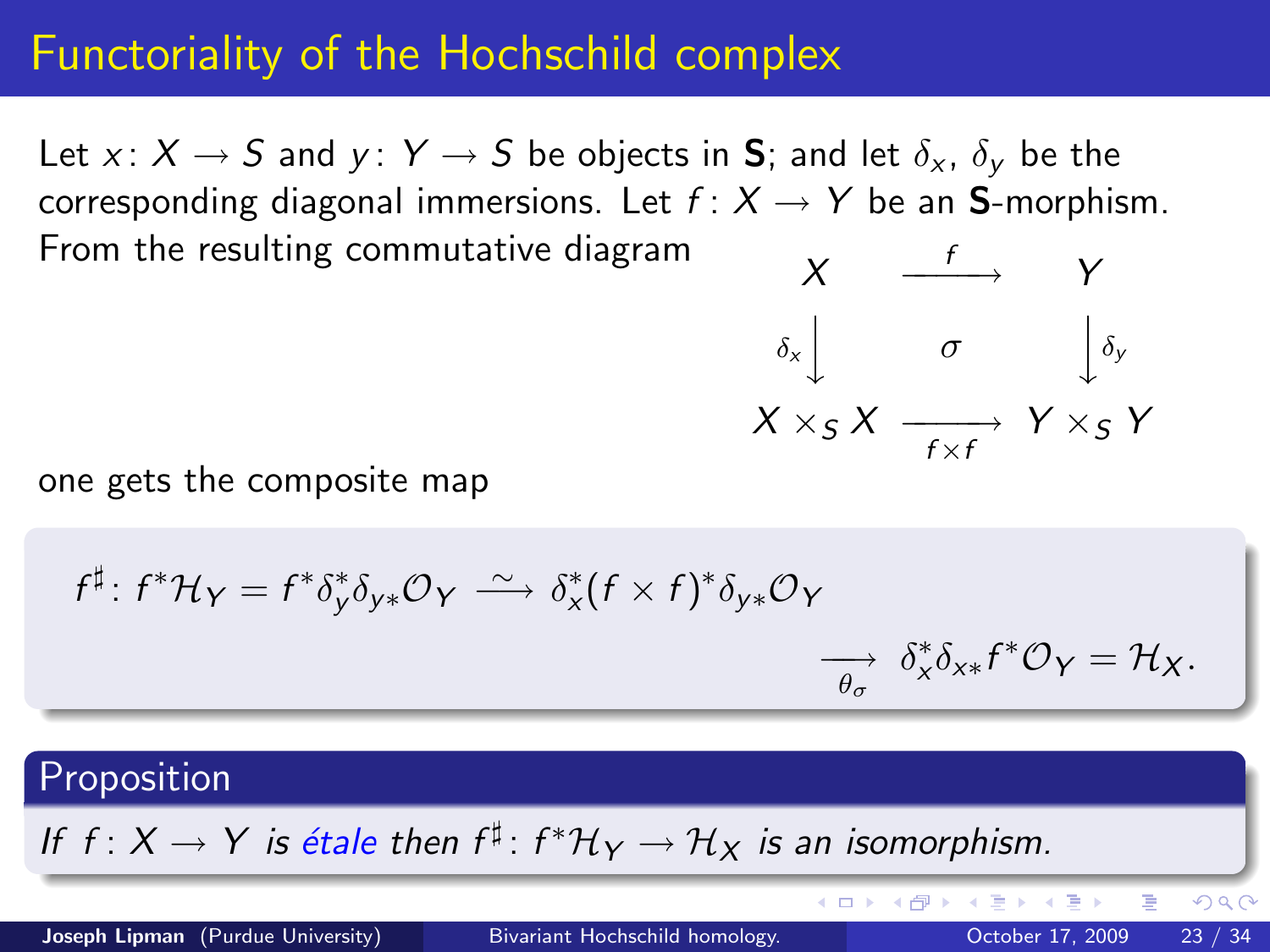# Functoriality of the Hochschild complex

Let $x\colon X \to S$ and $y\colon Y \to S$ be objects in $\mathbf{S}$; and let $\delta_x$, $\delta_y$ be the corresponding diagonal immersions. Let $f\colon X \to Y$ be an $\mathbf{S}$-morphism. From the resulting commutative diagram

$$\begin{array}{ccc} X & \xrightarrow{\;f\;} & Y \\ {\scriptstyle\delta_x}\big\downarrow & \sigma & \big\downarrow{\scriptstyle\delta_y} \\ X \times_S X & \xrightarrow[f\times f]{} & Y \times_S Y \end{array}$$

one gets the composite map

$$f^\sharp\colon f^*\mathcal{H}_Y = f^*\delta_y^*\delta_{y*}\mathcal{O}_Y \xrightarrow{\;\sim\;} \delta_x^*(f\times f)^*\delta_{y*}\mathcal{O}_Y \xrightarrow[\theta_\sigma]{} \delta_x^*\delta_{x*}f^*\mathcal{O}_Y = \mathcal{H}_X.$$

**Proposition**

*If $f\colon X \to Y$ is étale then $f^\sharp\colon f^*\mathcal{H}_Y \to \mathcal{H}_X$ is an isomorphism.*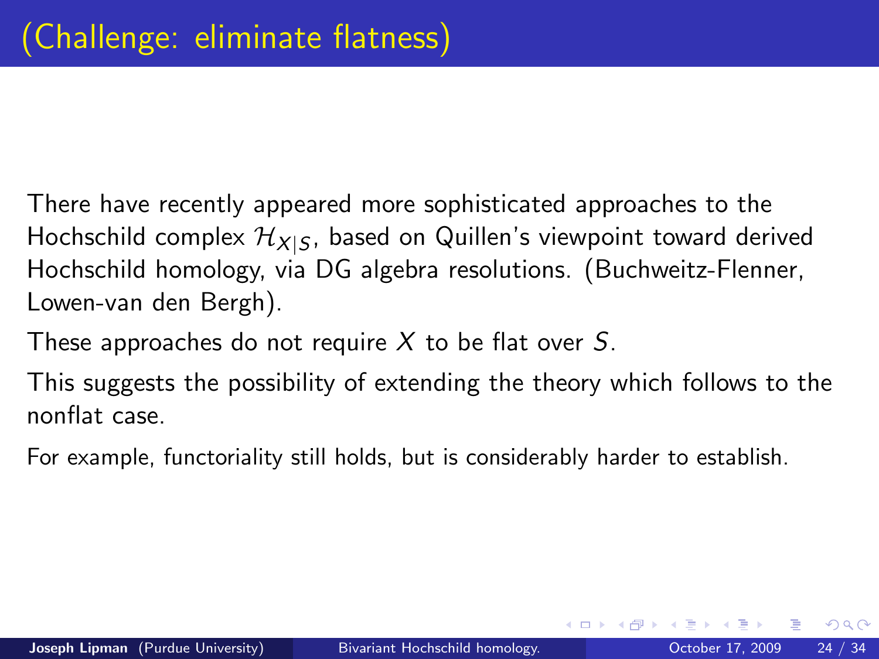# (Challenge: eliminate flatness)

There have recently appeared more sophisticated approaches to the Hochschild complex $\mathcal{H}_{X|S}$, based on Quillen's viewpoint toward derived Hochschild homology, via DG algebra resolutions. (Buchweitz-Flenner, Lowen-van den Bergh).

These approaches do not require $X$ to be flat over $S$.

This suggests the possibility of extending the theory which follows to the nonflat case.

For example, functoriality still holds, but is considerably harder to establish.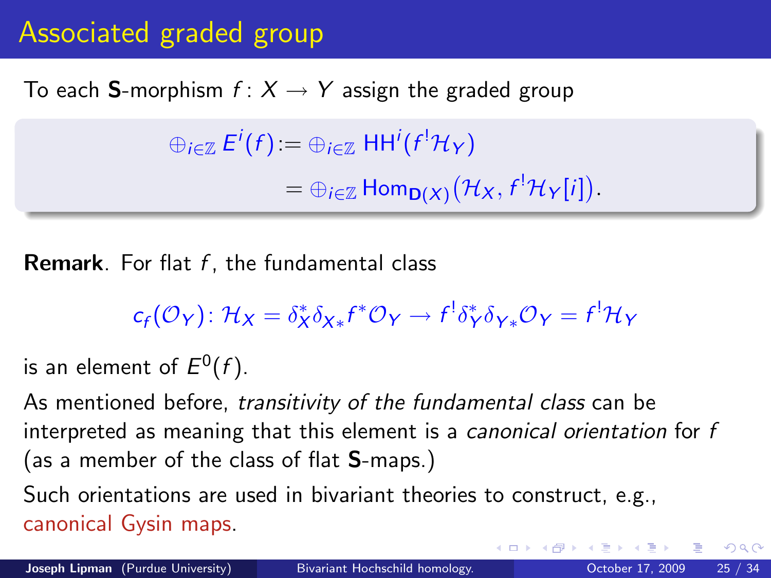# Associated graded group

To each **S**-morphism $f\colon X \to Y$ assign the graded group

$$
\begin{aligned}
\oplus_{i\in\mathbb{Z}} E^i(f) &:= \oplus_{i\in\mathbb{Z}} \mathsf{HH}^i(f^!\mathcal{H}_Y) \\
&= \oplus_{i\in\mathbb{Z}} \mathsf{Hom}_{\mathbf{D}(X)}(\mathcal{H}_X, f^!\mathcal{H}_Y[i]).
\end{aligned}
$$

**Remark**. For flat $f$, the fundamental class

$$
c_f(\mathcal{O}_Y)\colon \mathcal{H}_X = \delta_X^*\delta_{X*}f^*\mathcal{O}_Y \to f^!\delta_Y^*\delta_{Y*}\mathcal{O}_Y = f^!\mathcal{H}_Y
$$

is an element of $E^0(f)$.

As mentioned before, *transitivity of the fundamental class* can be interpreted as meaning that this element is a *canonical orientation* for $f$ (as a member of the class of flat **S**-maps.)

Such orientations are used in bivariant theories to construct, e.g., canonical Gysin maps.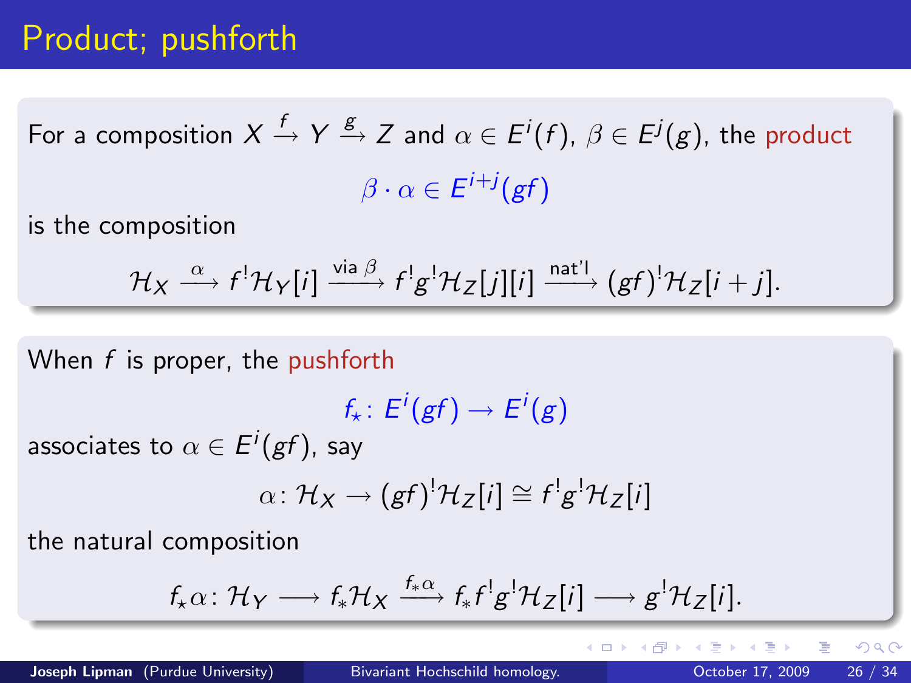# Product; pushforth

For a composition $X \xrightarrow{f} Y \xrightarrow{g} Z$ and $\alpha \in E^i(f)$, $\beta \in E^j(g)$, the product

$$\beta \cdot \alpha \in E^{i+j}(gf)$$

is the composition

$$\mathcal{H}_X \xrightarrow{\alpha} f^!\mathcal{H}_Y[i] \xrightarrow{\text{via } \beta} f^!g^!\mathcal{H}_Z[j][i] \xrightarrow{\text{nat'l}} (gf)^!\mathcal{H}_Z[i+j].$$

When $f$ is proper, the pushforth

$$f_\star \colon E^i(gf) \to E^i(g)$$

associates to $\alpha \in E^i(gf)$, say

$$\alpha \colon \mathcal{H}_X \to (gf)^!\mathcal{H}_Z[i] \cong f^!g^!\mathcal{H}_Z[i]$$

the natural composition

$$f_\star\alpha \colon \mathcal{H}_Y \longrightarrow f_*\mathcal{H}_X \xrightarrow{f_*\alpha} f_*f^!g^!\mathcal{H}_Z[i] \longrightarrow g^!\mathcal{H}_Z[i].$$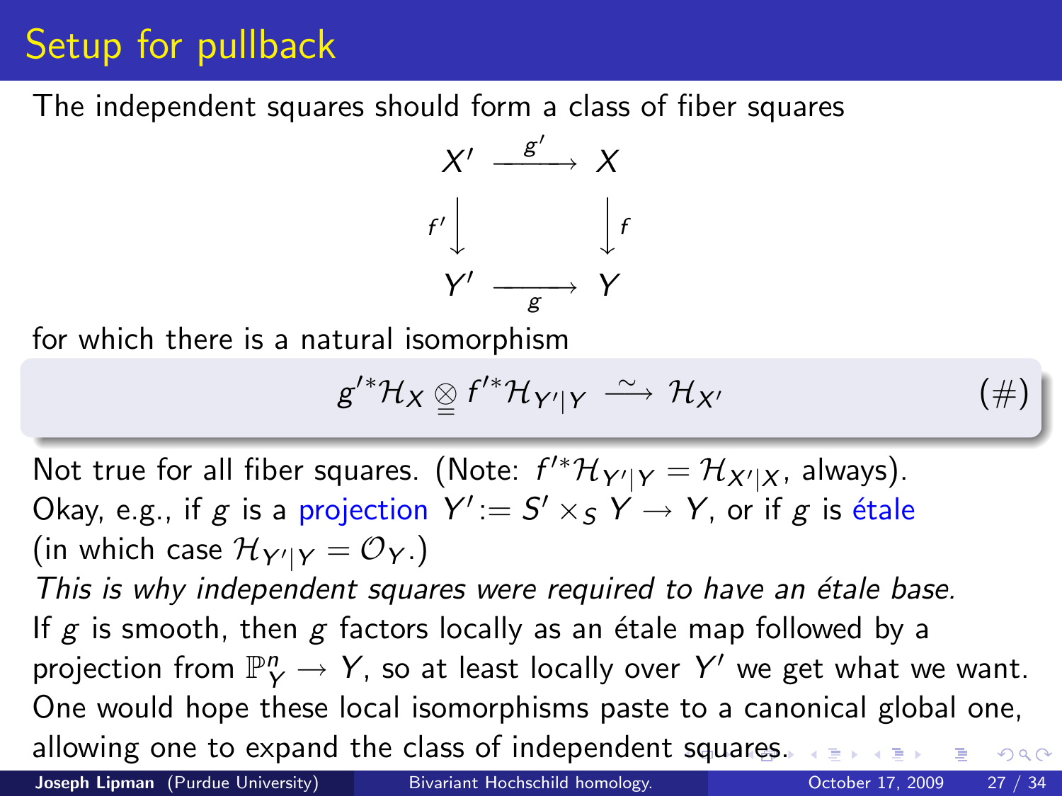# Setup for pullback

The independent squares should form a class of fiber squares

$$
\begin{array}{ccc}
X' & \xrightarrow{g'} & X \\
{\scriptstyle f'}\downarrow & & \downarrow{\scriptstyle f} \\
Y' & \xrightarrow[g]{} & Y
\end{array}
$$

for which there is a natural isomorphism

$$
g'^*\mathcal{H}_X \underset{=}{\otimes} f'^*\mathcal{H}_{Y'|Y} \xrightarrow{\ \sim\ } \mathcal{H}_{X'} \qquad (\#)
$$

Not true for all fiber squares. (Note: $f'^*\mathcal{H}_{Y'|Y} = \mathcal{H}_{X'|X}$, always).
Okay, e.g., if $g$ is a projection $Y' := S' \times_S Y \to Y$, or if $g$ is étale (in which case $\mathcal{H}_{Y'|Y} = \mathcal{O}_Y$.)

*This is why independent squares were required to have an étale base.*

If $g$ is smooth, then $g$ factors locally as an étale map followed by a projection from $\mathbb{P}^n_Y \to Y$, so at least locally over $Y'$ we get what we want. One would hope these local isomorphisms paste to a canonical global one, allowing one to expand the class of independent squares.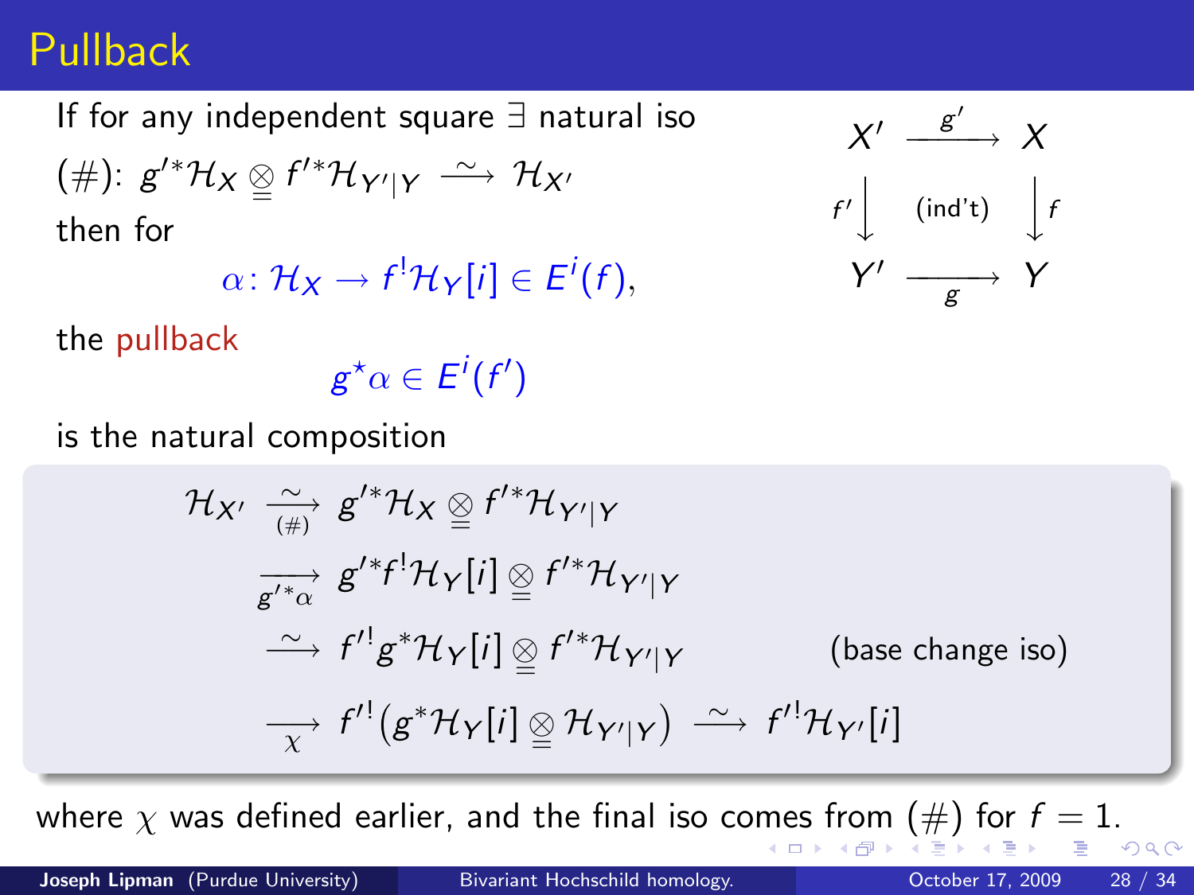# Pullback

If for any independent square $\exists$ natural iso

(#): $g'^*\mathcal{H}_X \underset{=}{\otimes} f'^*\mathcal{H}_{Y'|Y} \xrightarrow{\;\sim\;} \mathcal{H}_{X'}$

then for

$$\alpha\colon \mathcal{H}_X \to f^!\mathcal{H}_Y[i] \in E^i(f),$$

$$\begin{array}{ccc} X' & \xrightarrow{\;g'\;} & X \\ {\scriptstyle f'}\downarrow & \text{(ind't)} & \downarrow{\scriptstyle f} \\ Y' & \xrightarrow[\;g\;]{} & Y \end{array}$$

the pullback

$$g^\star\alpha \in E^i(f')$$

is the natural composition

$$\begin{aligned}
\mathcal{H}_{X'} &\xrightarrow[(\#)]{\sim} g'^*\mathcal{H}_X \underset{=}{\otimes} f'^*\mathcal{H}_{Y'|Y} \\
&\xrightarrow[g'^*\alpha]{} g'^*f^!\mathcal{H}_Y[i] \underset{=}{\otimes} f'^*\mathcal{H}_{Y'|Y} \\
&\xrightarrow{\;\sim\;} f'^!g^*\mathcal{H}_Y[i] \underset{=}{\otimes} f'^*\mathcal{H}_{Y'|Y} \qquad\qquad \text{(base change iso)} \\
&\xrightarrow[\chi]{} f'^!\big(g^*\mathcal{H}_Y[i] \underset{=}{\otimes} \mathcal{H}_{Y'|Y}\big) \xrightarrow{\;\sim\;} f'^!\mathcal{H}_{Y'}[i]
\end{aligned}$$

where $\chi$ was defined earlier, and the final iso comes from (#) for $f = 1$.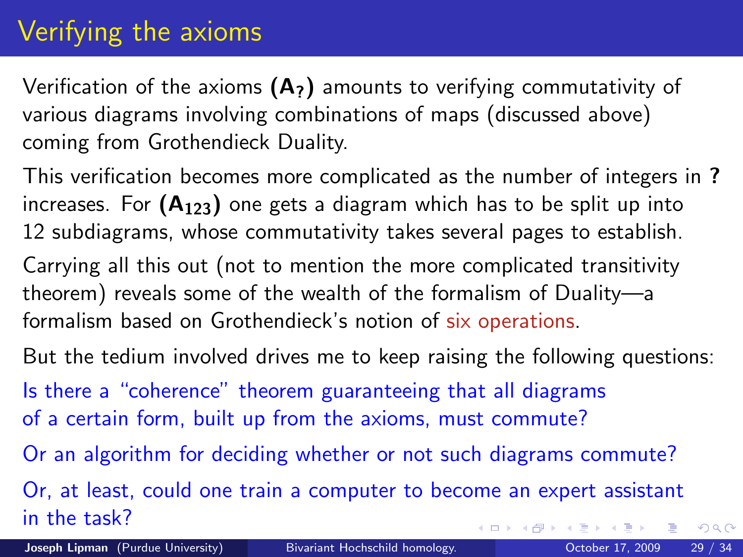# Verifying the axioms

Verification of the axioms $(\mathbf{A_?})$ amounts to verifying commutativity of various diagrams involving combinations of maps (discussed above) coming from Grothendieck Duality.

This verification becomes more complicated as the number of integers in **?** increases. For $(\mathbf{A_{123}})$ one gets a diagram which has to be split up into 12 subdiagrams, whose commutativity takes several pages to establish.

Carrying all this out (not to mention the more complicated transitivity theorem) reveals some of the wealth of the formalism of Duality—a formalism based on Grothendieck's notion of six operations.

But the tedium involved drives me to keep raising the following questions:

Is there a "coherence" theorem guaranteeing that all diagrams of a certain form, built up from the axioms, must commute?

Or an algorithm for deciding whether or not such diagrams commute?

Or, at least, could one train a computer to become an expert assistant in the task?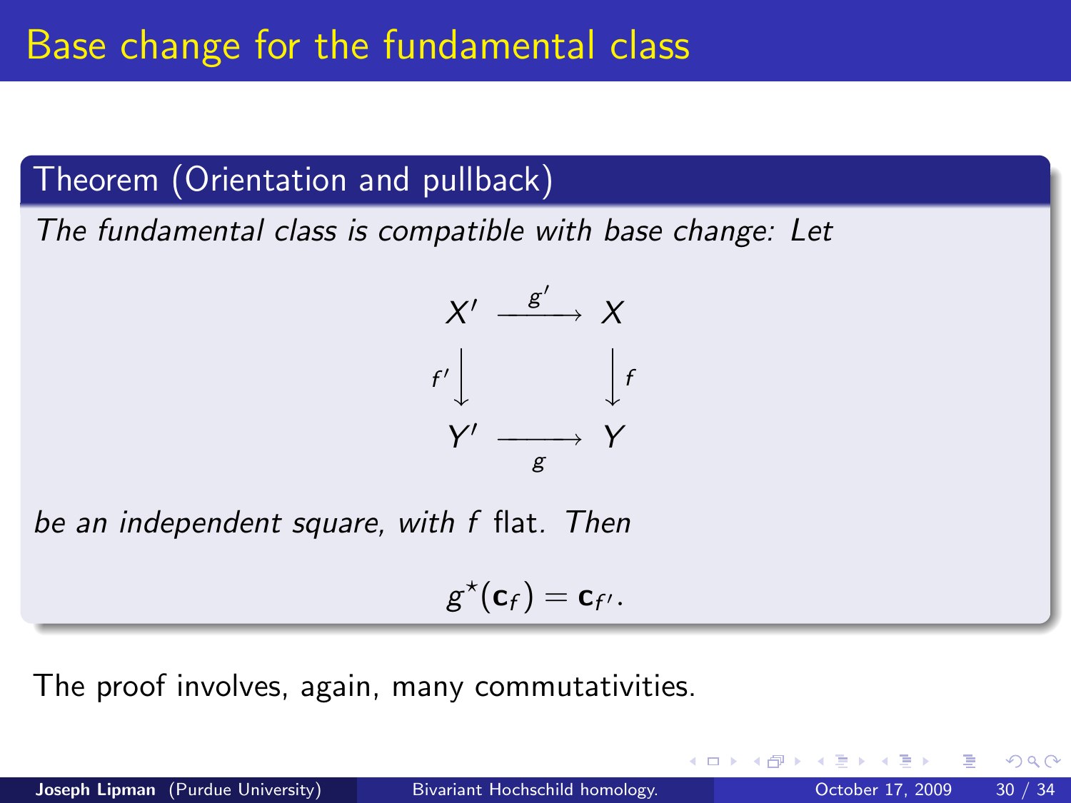# Base change for the fundamental class

**Theorem (Orientation and pullback)**

*The fundamental class is compatible with base change: Let*

$$\begin{array}{ccc} X' & \xrightarrow{g'} & X \\ {\scriptstyle f'}\downarrow & & \downarrow{\scriptstyle f} \\ Y' & \xrightarrow[g]{} & Y \end{array}$$

*be an independent square, with $f$ flat. Then*

$$g^\star(\mathbf{c}_f) = \mathbf{c}_{f'}.$$

The proof involves, again, many commutativities.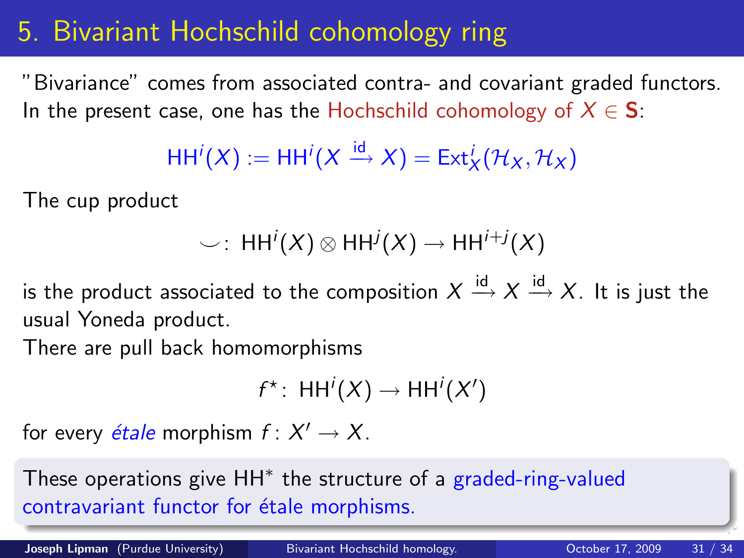# 5. Bivariant Hochschild cohomology ring

"Bivariance" comes from associated contra- and covariant graded functors. In the present case, one has the Hochschild cohomology of $X \in \mathbf{S}$:

$$\mathsf{HH}^i(X) := \mathsf{HH}^i(X \xrightarrow{\text{id}} X) = \operatorname{Ext}^i_X(\mathcal{H}_X, \mathcal{H}_X)$$

The cup product

$$\smile\colon\ \mathsf{HH}^i(X) \otimes \mathsf{HH}^j(X) \to \mathsf{HH}^{i+j}(X)$$

is the product associated to the composition $X \xrightarrow{\text{id}} X \xrightarrow{\text{id}} X$. It is just the usual Yoneda product.

There are pull back homomorphisms

$$f^\star\colon\ \mathsf{HH}^i(X) \to \mathsf{HH}^i(X')$$

for every *étale* morphism $f\colon X' \to X$.

These operations give $\mathsf{HH}^*$ the structure of a graded-ring-valued contravariant functor for étale morphisms.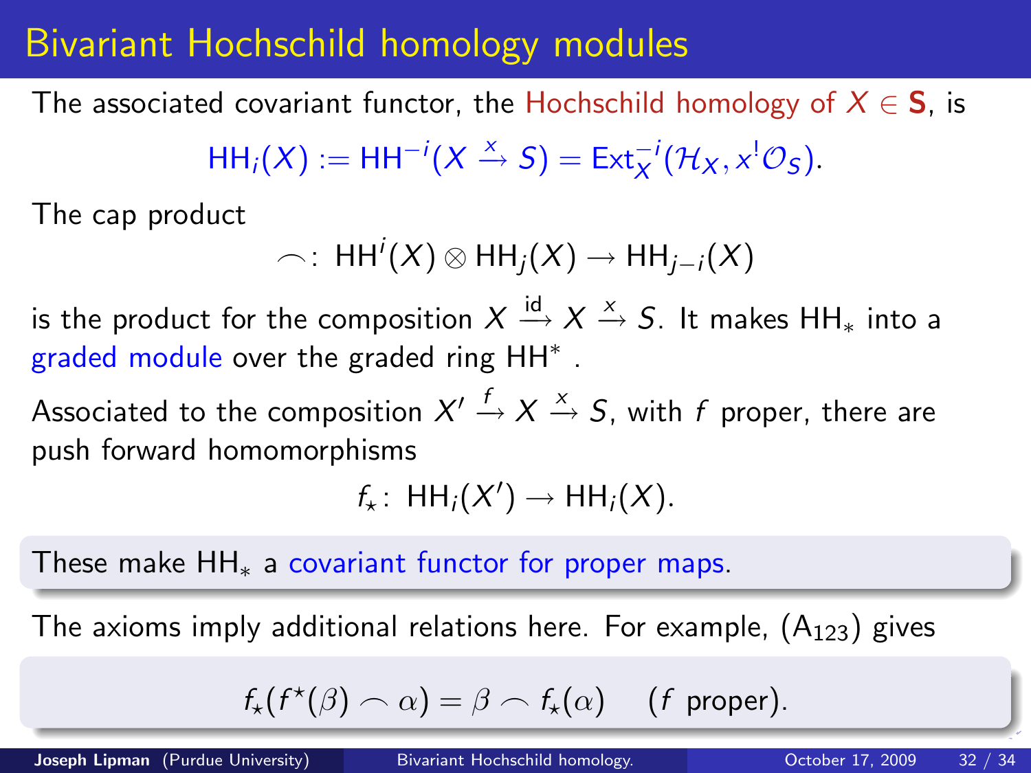# Bivariant Hochschild homology modules

The associated covariant functor, the Hochschild homology of $X \in \mathbf{S}$, is

$$\mathsf{HH}_i(X) := \mathsf{HH}^{-i}(X \xrightarrow{x} S) = \mathsf{Ext}_X^{-i}(\mathcal{H}_X, x^!\mathcal{O}_S).$$

The cap product

$$\frown\colon\ \mathsf{HH}^i(X) \otimes \mathsf{HH}_j(X) \to \mathsf{HH}_{j-i}(X)$$

is the product for the composition $X \xrightarrow{\text{id}} X \xrightarrow{x} S$. It makes $\mathsf{HH}_*$ into a graded module over the graded ring $\mathsf{HH}^*$ .

Associated to the composition $X' \xrightarrow{f} X \xrightarrow{x} S$, with $f$ proper, there are push forward homomorphisms

$$f_\star\colon\ \mathsf{HH}_i(X') \to \mathsf{HH}_i(X).$$

These make $\mathsf{HH}_*$ a covariant functor for proper maps.

The axioms imply additional relations here. For example, ($A_{123}$) gives

$$f_\star(f^\star(\beta) \frown \alpha) = \beta \frown f_\star(\alpha) \quad (f \text{ proper}).$$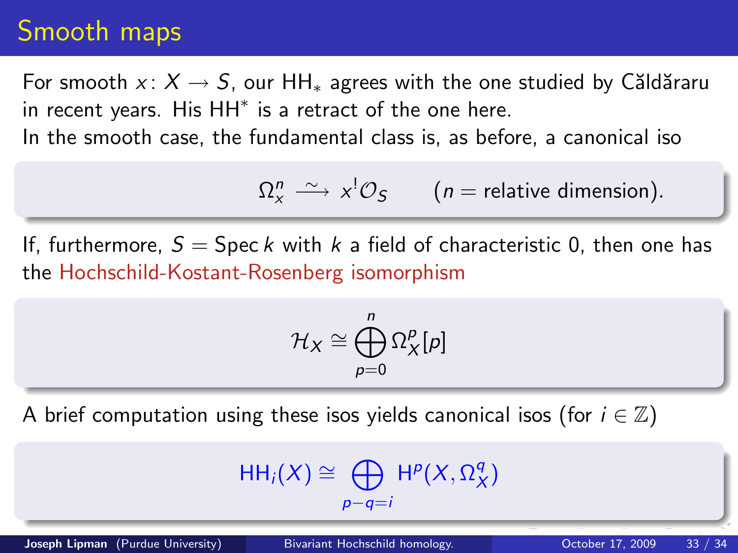# Smooth maps

For smooth $x\colon X \to S$, our $\mathsf{HH}_*$ agrees with the one studied by Căldăraru in recent years. His $\mathsf{HH}^*$ is a retract of the one here.

In the smooth case, the fundamental class is, as before, a canonical iso

$$\Omega_x^n \xrightarrow{\;\sim\;} x^!\mathcal{O}_S \qquad (n = \text{relative dimension}).$$

If, furthermore, $S = \operatorname{Spec} k$ with $k$ a field of characteristic 0, then one has the Hochschild-Kostant-Rosenberg isomorphism

$$\mathcal{H}_X \cong \bigoplus_{p=0}^{n} \Omega_X^p[p]$$

A brief computation using these isos yields canonical isos (for $i \in \mathbb{Z}$)

$$\mathsf{HH}_i(X) \cong \bigoplus_{p-q=i} \mathsf{H}^p(X, \Omega_X^q)$$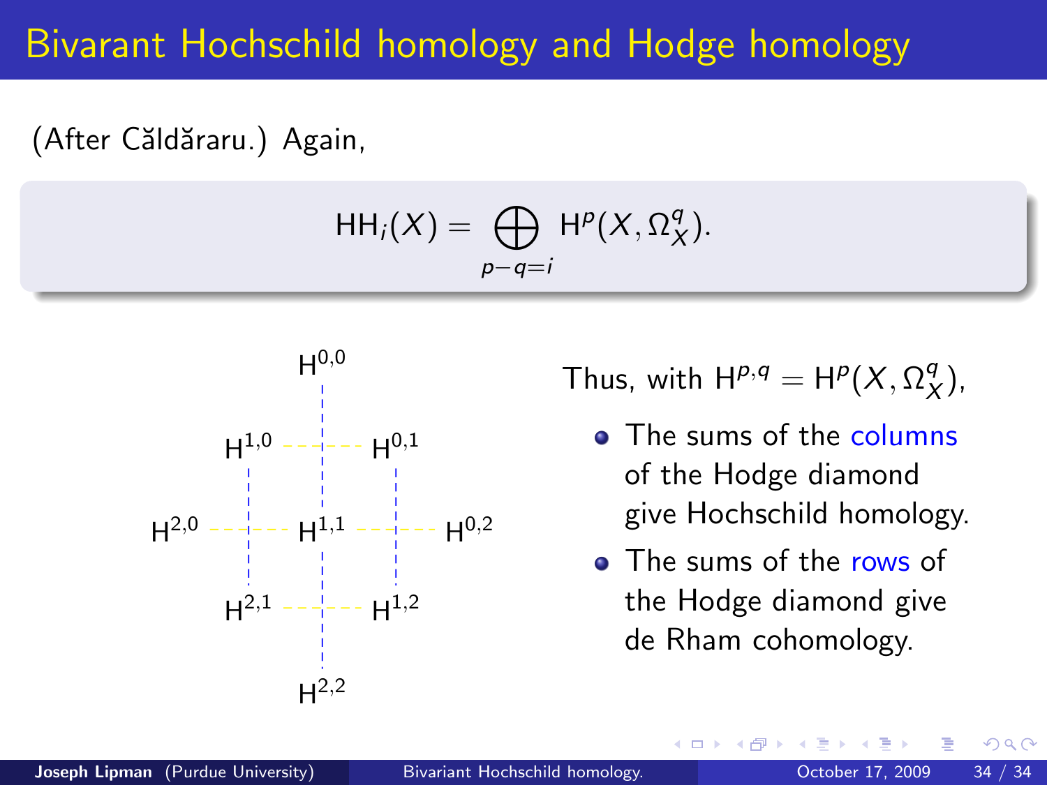# Bivariant Hochschild homology and Hodge homology

(After Căldăraru.) Again,

$$\mathrm{HH}_i(X) = \bigoplus_{p-q=i} \mathrm{H}^p(X, \Omega_X^q).$$

$\mathrm{H}^{0,0}$

$\mathrm{H}^{1,0}$ $\mathrm{H}^{0,1}$

$\mathrm{H}^{2,0}$ $\mathrm{H}^{1,1}$ $\mathrm{H}^{0,2}$

$\mathrm{H}^{2,1}$ $\mathrm{H}^{1,2}$

$\mathrm{H}^{2,2}$

Thus, with $\mathrm{H}^{p,q} = \mathrm{H}^p(X, \Omega_X^q)$,

- The sums of the columns of the Hodge diamond give Hochschild homology.
- The sums of the rows of the Hodge diamond give de Rham cohomology.